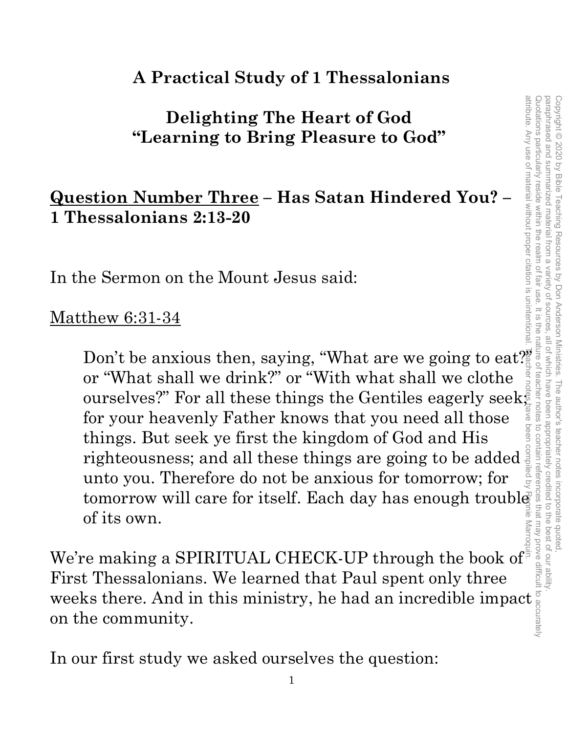# A Practical Study of 1 Thessalonians

## Delighting The Heart of God
## "Learning to Bring Pleasure to God"

**<u>Question Number Three</u> – Has Satan Hindered You? – 1 Thessalonians 2:13-20**

In the Sermon on the Mount Jesus said:

<u>Matthew 6:31-34</u>

> Don't be anxious then, saying, "What are we going to eat?" or "What shall we drink?" or "With what shall we clothe ourselves?" For all these things the Gentiles eagerly seek; for your heavenly Father knows that you need all those things. But seek ye first the kingdom of God and His righteousness; and all these things are going to be added unto you. Therefore do not be anxious for tomorrow; for tomorrow will care for itself. Each day has enough trouble of its own.

We're making a SPIRITUAL CHECK-UP through the book of First Thessalonians. We learned that Paul spent only three weeks there. And in this ministry, he had an incredible impact on the community.

In our first study we asked ourselves the question: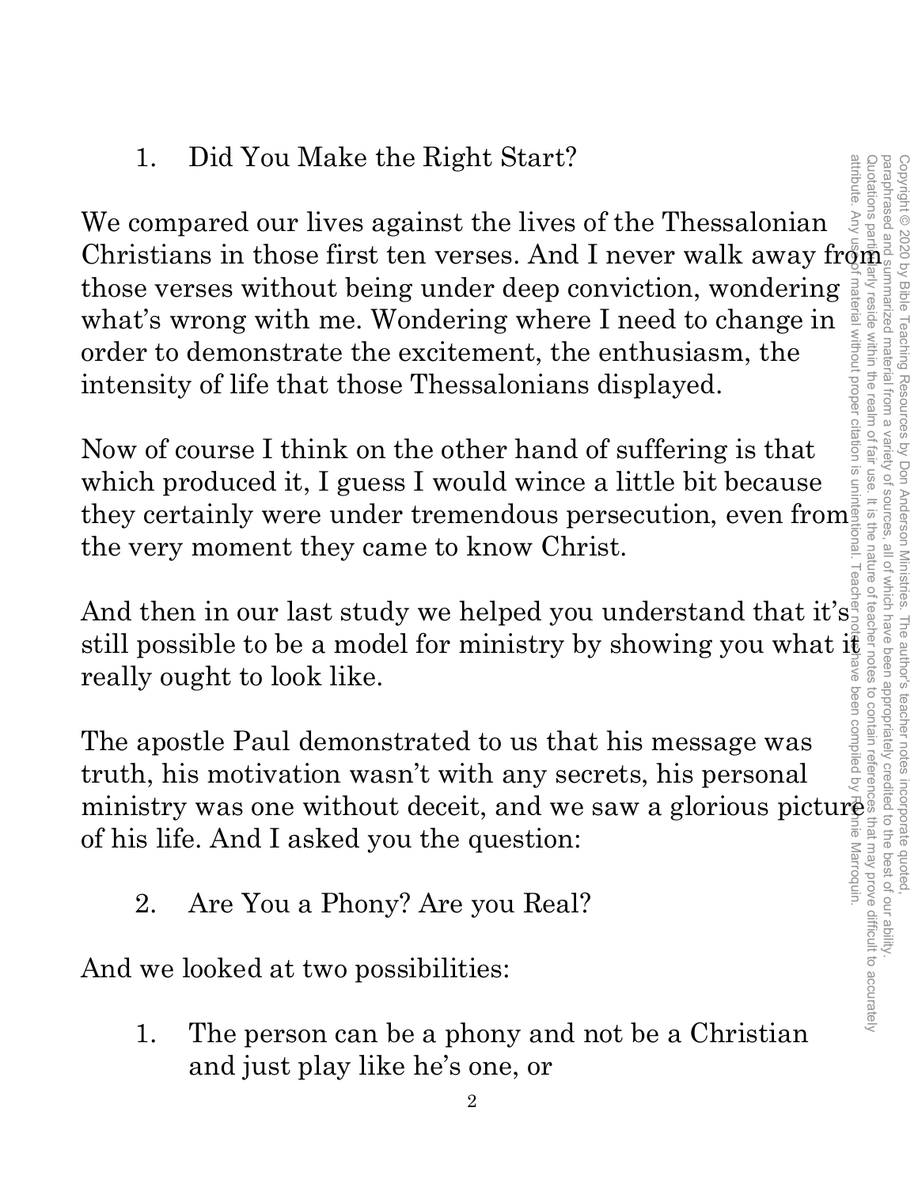1. Did You Make the Right Start?

We compared our lives against the lives of the Thessalonian Christians in those first ten verses. And I never walk away from those verses without being under deep conviction, wondering what's wrong with me. Wondering where I need to change in order to demonstrate the excitement, the enthusiasm, the intensity of life that those Thessalonians displayed.

Now of course I think on the other hand of suffering is that which produced it, I guess I would wince a little bit because they certainly were under tremendous persecution, even from the very moment they came to know Christ.

And then in our last study we helped you understand that it's still possible to be a model for ministry by showing you what it really ought to look like.

The apostle Paul demonstrated to us that his message was truth, his motivation wasn't with any secrets, his personal ministry was one without deceit, and we saw a glorious picture of his life. And I asked you the question:

2. Are You a Phony? Are you Real?

And we looked at two possibilities:

1. The person can be a phony and not be a Christian and just play like he's one, or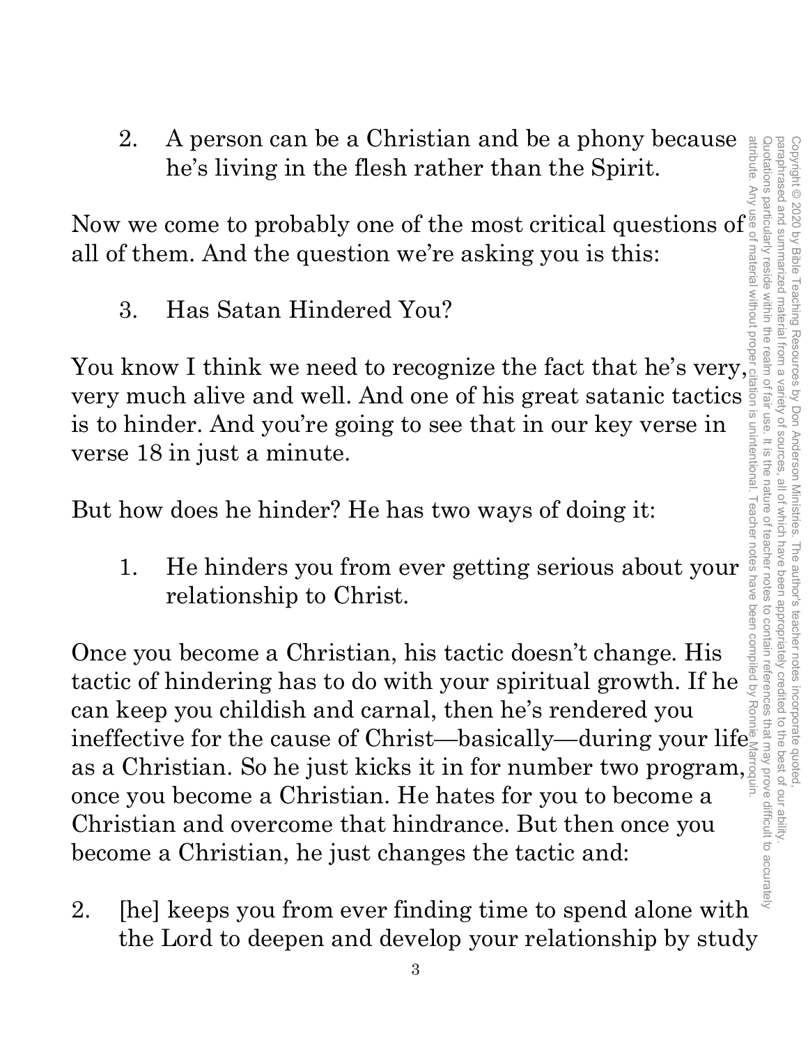2. A person can be a Christian and be a phony because he's living in the flesh rather than the Spirit.

Now we come to probably one of the most critical questions of all of them. And the question we're asking you is this:

3. Has Satan Hindered You?

You know I think we need to recognize the fact that he's very, very much alive and well. And one of his great satanic tactics is to hinder. And you're going to see that in our key verse in verse 18 in just a minute.

But how does he hinder? He has two ways of doing it:

1. He hinders you from ever getting serious about your relationship to Christ.

Once you become a Christian, his tactic doesn't change. His tactic of hindering has to do with your spiritual growth. If he can keep you childish and carnal, then he's rendered you ineffective for the cause of Christ—basically—during your life as a Christian. So he just kicks it in for number two program, once you become a Christian. He hates for you to become a Christian and overcome that hindrance. But then once you become a Christian, he just changes the tactic and:

2. [he] keeps you from ever finding time to spend alone with the Lord to deepen and develop your relationship by study

Copyright © 2020 by Bible Teaching Resources by Don Anderson Ministries. The author's teacher notes incorporate quoted, paraphrased and summarized material from a variety of sources, all of which have been appropriately credited to the best of our ability. Quotations particularly reside within the realm of fair use. It is the nature of teacher notes to contain references that may prove difficult to accurately attribute. Any use of material without proper citation is unintentional. Teacher notes have been compiled by Ronnie Marroquin.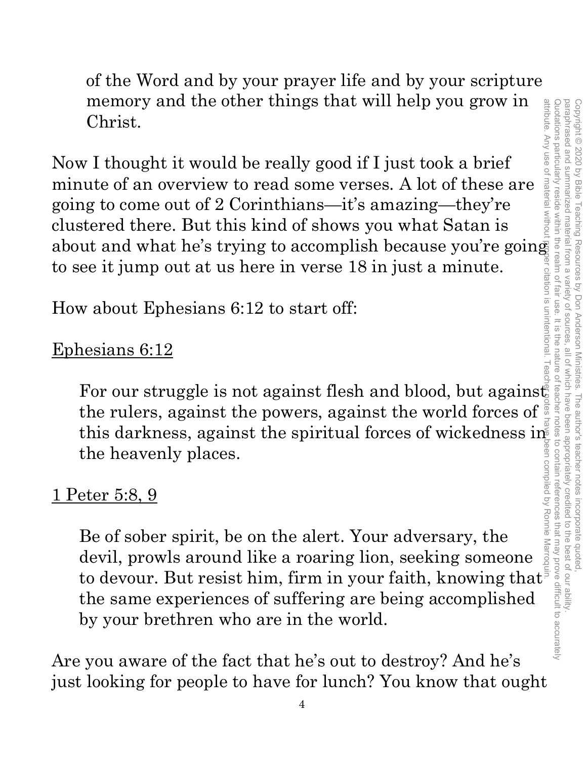of the Word and by your prayer life and by your scripture memory and the other things that will help you grow in Christ.

Now I thought it would be really good if I just took a brief minute of an overview to read some verses. A lot of these are going to come out of 2 Corinthians—it's amazing—they're clustered there. But this kind of shows you what Satan is about and what he's trying to accomplish because you're going to see it jump out at us here in verse 18 in just a minute.

How about Ephesians 6:12 to start off:

Ephesians 6:12

> For our struggle is not against flesh and blood, but against the rulers, against the powers, against the world forces of this darkness, against the spiritual forces of wickedness in the heavenly places.

1 Peter 5:8, 9

> Be of sober spirit, be on the alert. Your adversary, the devil, prowls around like a roaring lion, seeking someone to devour. But resist him, firm in your faith, knowing that the same experiences of suffering are being accomplished by your brethren who are in the world.

Are you aware of the fact that he's out to destroy? And he's just looking for people to have for lunch? You know that ought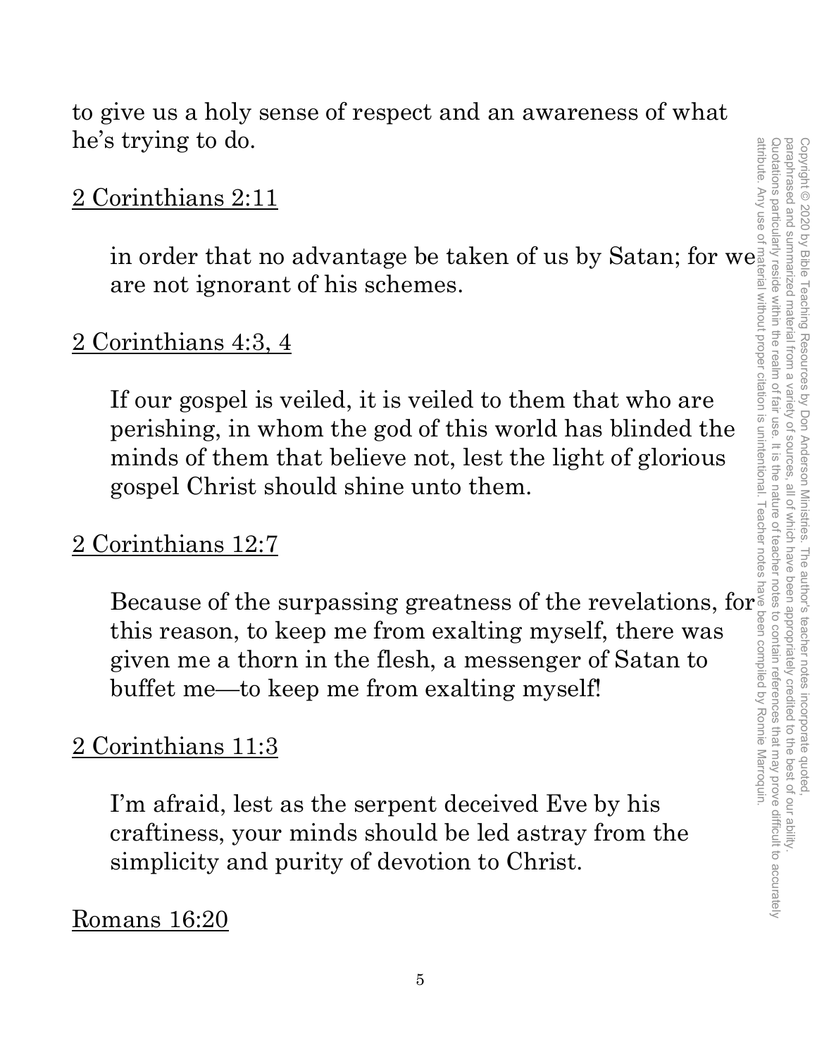to give us a holy sense of respect and an awareness of what he's trying to do.

<u>2 Corinthians 2:11</u>

> in order that no advantage be taken of us by Satan; for we are not ignorant of his schemes.

<u>2 Corinthians 4:3, 4</u>

> If our gospel is veiled, it is veiled to them that who are perishing, in whom the god of this world has blinded the minds of them that believe not, lest the light of glorious gospel Christ should shine unto them.

<u>2 Corinthians 12:7</u>

> Because of the surpassing greatness of the revelations, for this reason, to keep me from exalting myself, there was given me a thorn in the flesh, a messenger of Satan to buffet me—to keep me from exalting myself!

<u>2 Corinthians 11:3</u>

> I'm afraid, lest as the serpent deceived Eve by his craftiness, your minds should be led astray from the simplicity and purity of devotion to Christ.

<u>Romans 16:20</u>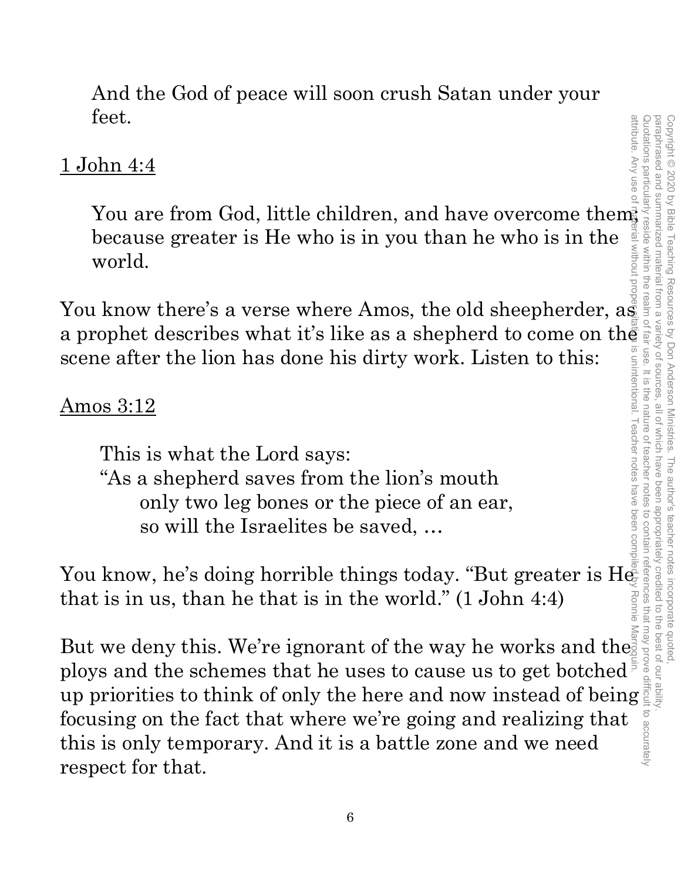> And the God of peace will soon crush Satan under your feet.

<u>1 John 4:4</u>

> You are from God, little children, and have overcome them; because greater is He who is in you than he who is in the world.

You know there's a verse where Amos, the old sheepherder, as a prophet describes what it's like as a shepherd to come on the scene after the lion has done his dirty work. Listen to this:

<u>Amos 3:12</u>

> This is what the Lord says:
> "As a shepherd saves from the lion's mouth
> only two leg bones or the piece of an ear,
> so will the Israelites be saved, …

You know, he's doing horrible things today. "But greater is He that is in us, than he that is in the world." (1 John 4:4)

But we deny this. We're ignorant of the way he works and the ploys and the schemes that he uses to cause us to get botched up priorities to think of only the here and now instead of being focusing on the fact that where we're going and realizing that this is only temporary. And it is a battle zone and we need respect for that.

Copyright © 2020 by Bible Teaching Resources by Don Anderson Ministries. The author's teacher notes incorporate quoted, paraphrased and summarized material from a variety of sources, all of which have been appropriately credited to the best of our ability. Quotations particularly reside within the realm of fair use. It is the nature of teacher notes to contain references that may prove difficult to accurately attribute. Any use of material without proper citation is unintentional. Teacher notes have been compiled by Ronnie Marroquin.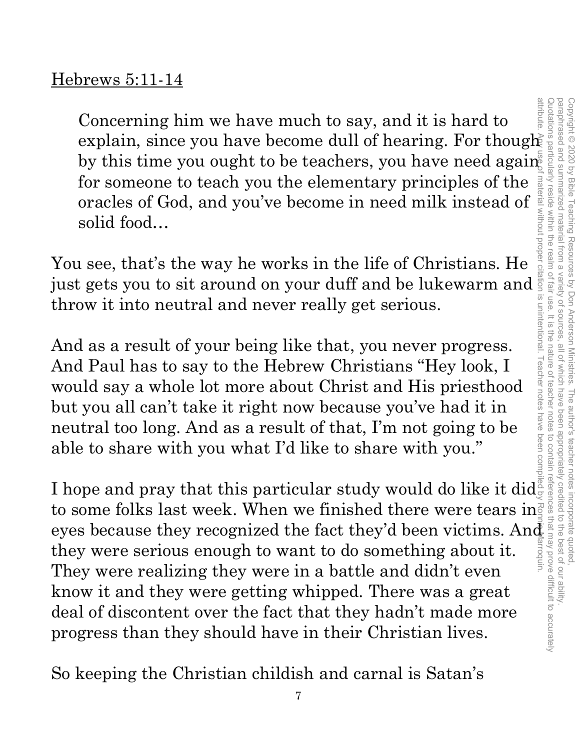Hebrews 5:11-14

> Concerning him we have much to say, and it is hard to explain, since you have become dull of hearing. For though by this time you ought to be teachers, you have need again for someone to teach you the elementary principles of the oracles of God, and you've become in need milk instead of solid food…

You see, that's the way he works in the life of Christians. He just gets you to sit around on your duff and be lukewarm and throw it into neutral and never really get serious.

And as a result of your being like that, you never progress. And Paul has to say to the Hebrew Christians "Hey look, I would say a whole lot more about Christ and His priesthood but you all can't take it right now because you've had it in neutral too long. And as a result of that, I'm not going to be able to share with you what I'd like to share with you."

I hope and pray that this particular study would do like it did to some folks last week. When we finished there were tears in eyes because they recognized the fact they'd been victims. And they were serious enough to want to do something about it. They were realizing they were in a battle and didn't even know it and they were getting whipped. There was a great deal of discontent over the fact that they hadn't made more progress than they should have in their Christian lives.

So keeping the Christian childish and carnal is Satan's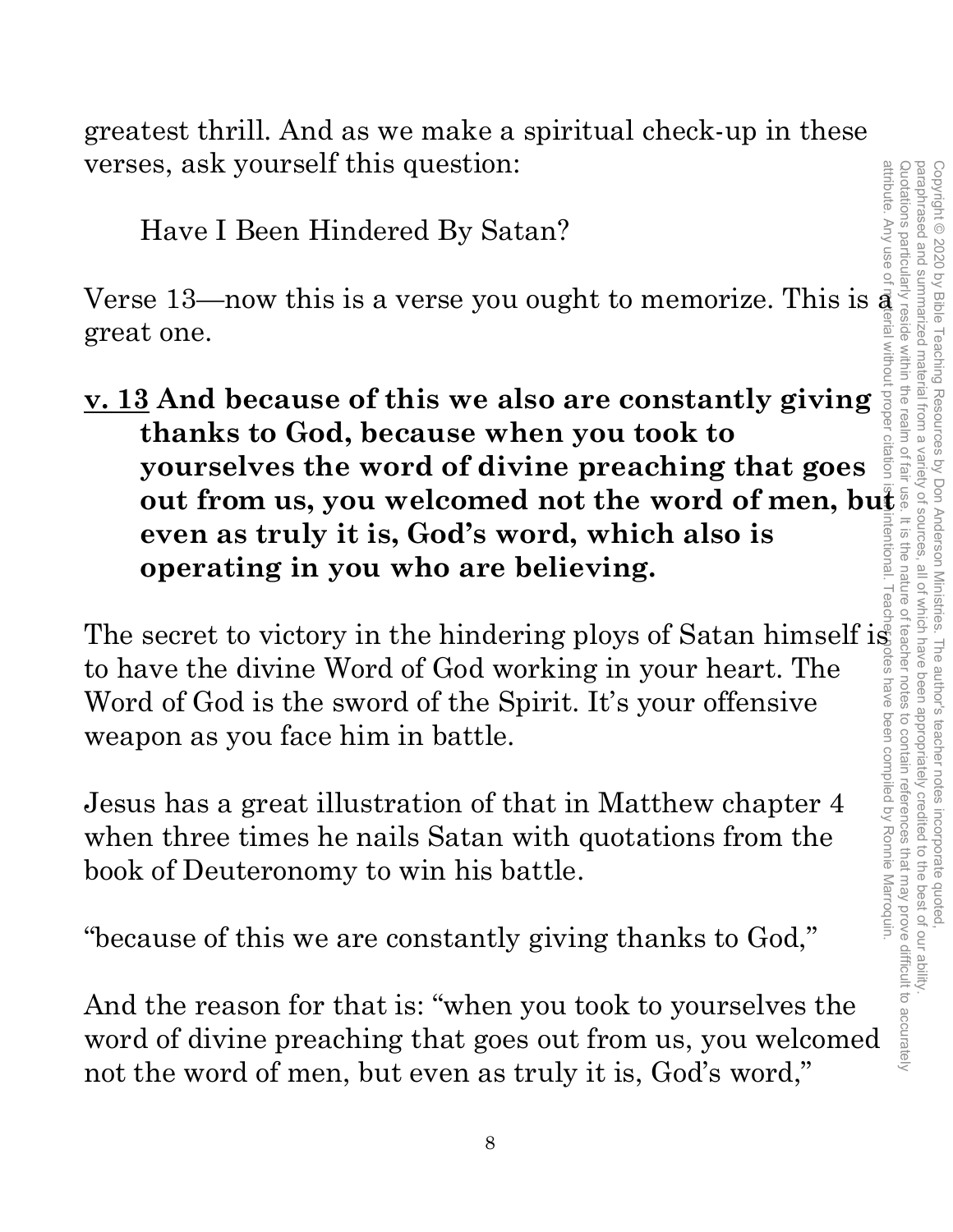greatest thrill. And as we make a spiritual check-up in these verses, ask yourself this question:

Have I Been Hindered By Satan?

Verse 13—now this is a verse you ought to memorize. This is a great one.

**<u>v. 13</u> And because of this we also are constantly giving thanks to God, because when you took to yourselves the word of divine preaching that goes out from us, you welcomed not the word of men, but even as truly it is, God's word, which also is operating in you who are believing.**

The secret to victory in the hindering ploys of Satan himself is to have the divine Word of God working in your heart. The Word of God is the sword of the Spirit. It's your offensive weapon as you face him in battle.

Jesus has a great illustration of that in Matthew chapter 4 when three times he nails Satan with quotations from the book of Deuteronomy to win his battle.

"because of this we are constantly giving thanks to God,"

And the reason for that is: "when you took to yourselves the word of divine preaching that goes out from us, you welcomed not the word of men, but even as truly it is, God's word,"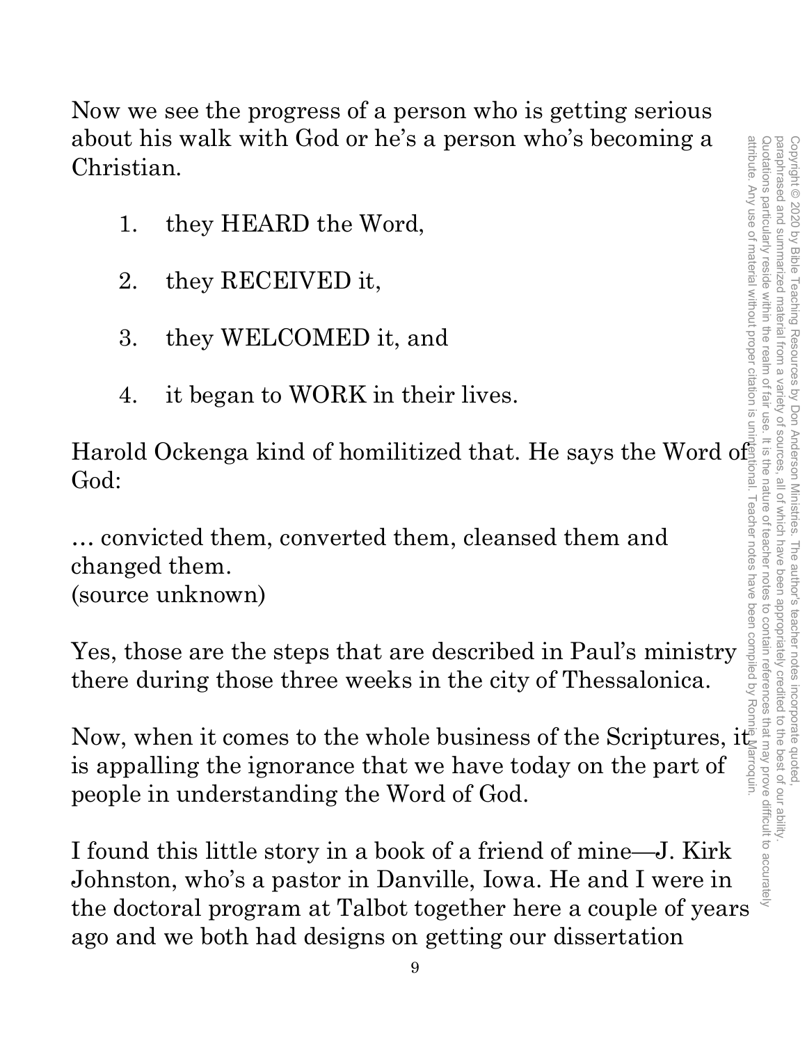Now we see the progress of a person who is getting serious about his walk with God or he's a person who's becoming a Christian.

1. they HEARD the Word,

2. they RECEIVED it,

3. they WELCOMED it, and

4. it began to WORK in their lives.

Harold Ockenga kind of homilitized that. He says the Word of God:

… convicted them, converted them, cleansed them and changed them.
(source unknown)

Yes, those are the steps that are described in Paul's ministry there during those three weeks in the city of Thessalonica.

Now, when it comes to the whole business of the Scriptures, it is appalling the ignorance that we have today on the part of people in understanding the Word of God.

I found this little story in a book of a friend of mine—J. Kirk Johnston, who's a pastor in Danville, Iowa. He and I were in the doctoral program at Talbot together here a couple of years ago and we both had designs on getting our dissertation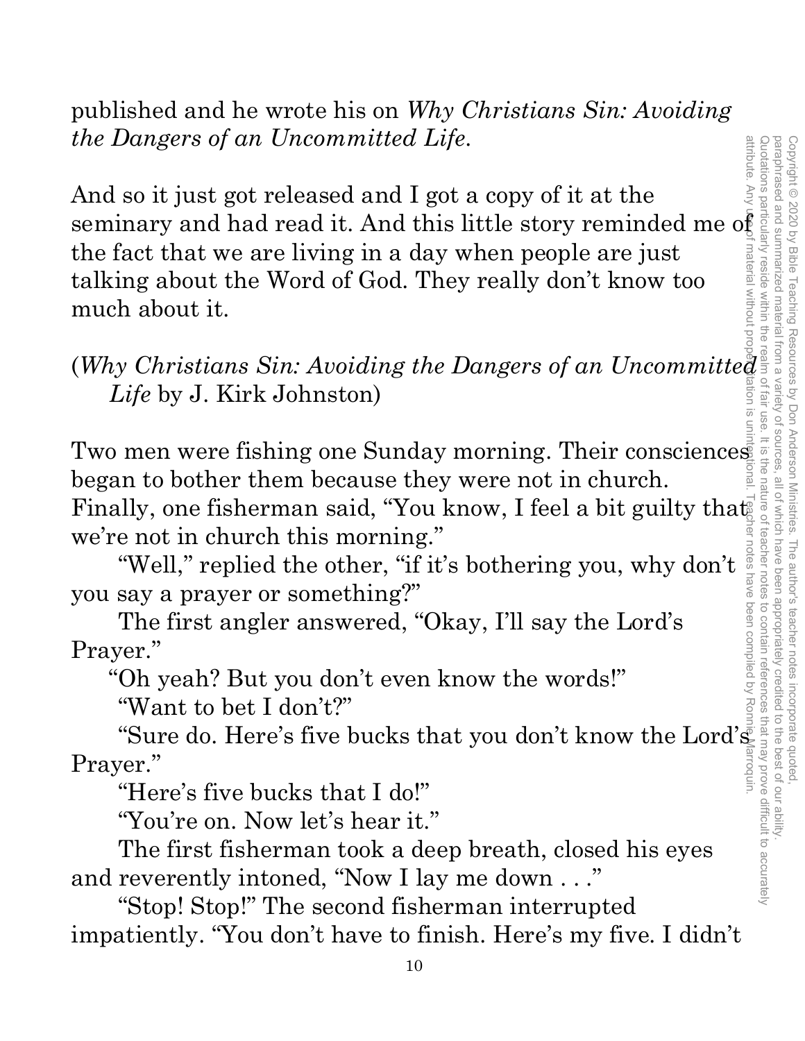published and he wrote his on *Why Christians Sin: Avoiding the Dangers of an Uncommitted Life*.

And so it just got released and I got a copy of it at the seminary and had read it. And this little story reminded me of the fact that we are living in a day when people are just talking about the Word of God. They really don't know too much about it.

(*Why Christians Sin: Avoiding the Dangers of an Uncommitted Life* by J. Kirk Johnston)

Two men were fishing one Sunday morning. Their consciences began to bother them because they were not in church. Finally, one fisherman said, "You know, I feel a bit guilty that we're not in church this morning."

"Well," replied the other, "if it's bothering you, why don't you say a prayer or something?"

The first angler answered, "Okay, I'll say the Lord's Prayer."

"Oh yeah? But you don't even know the words!"

"Want to bet I don't?"

"Sure do. Here's five bucks that you don't know the Lord's Prayer."

"Here's five bucks that I do!"

"You're on. Now let's hear it."

The first fisherman took a deep breath, closed his eyes and reverently intoned, "Now I lay me down . . ."

"Stop! Stop!" The second fisherman interrupted impatiently. "You don't have to finish. Here's my five. I didn't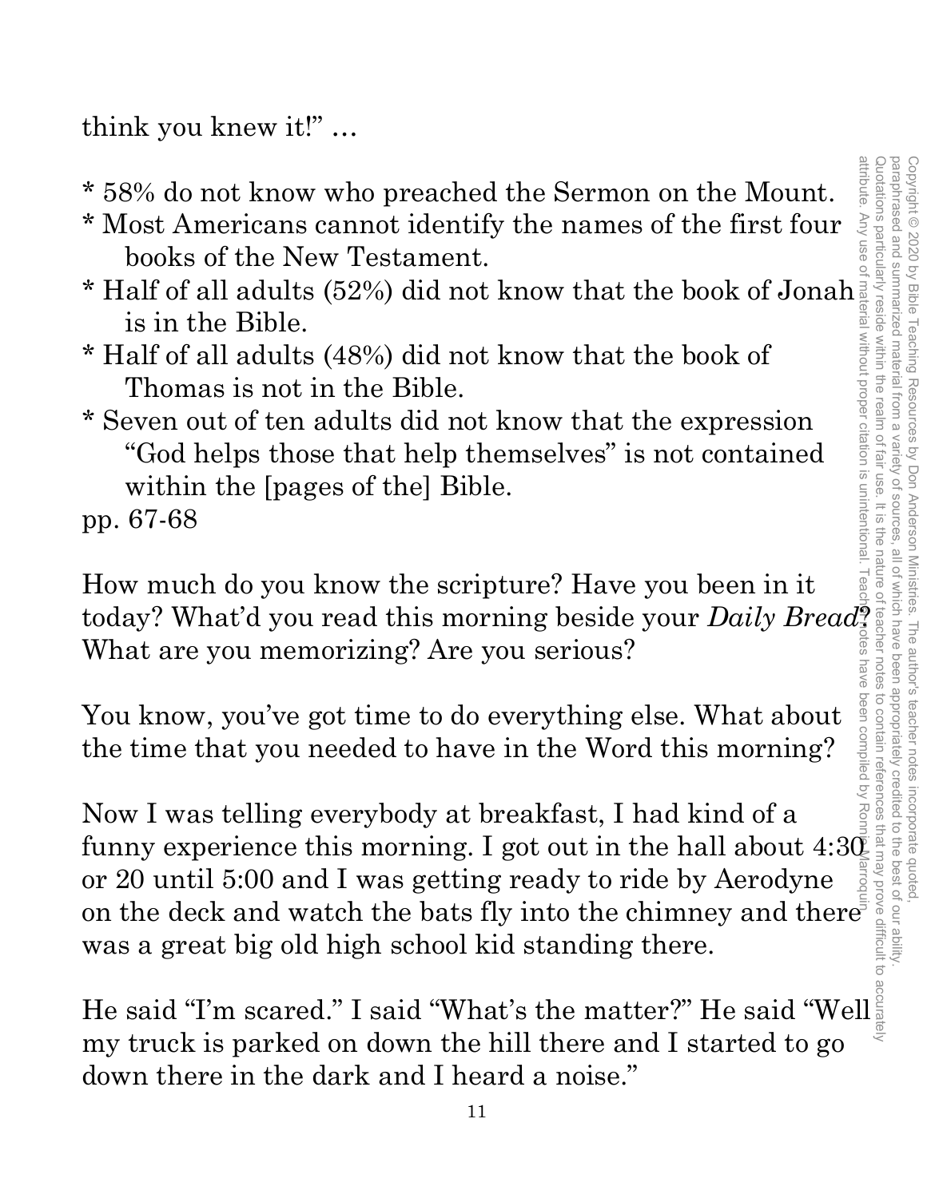think you knew it!" ...

* 58% do not know who preached the Sermon on the Mount.
* Most Americans cannot identify the names of the first four books of the New Testament.
* Half of all adults (52%) did not know that the book of Jonah is in the Bible.
* Half of all adults (48%) did not know that the book of Thomas is not in the Bible.
* Seven out of ten adults did not know that the expression "God helps those that help themselves" is not contained within the [pages of the] Bible.

pp. 67-68

How much do you know the scripture? Have you been in it today? What'd you read this morning beside your *Daily Bread*? What are you memorizing? Are you serious?

You know, you've got time to do everything else. What about the time that you needed to have in the Word this morning?

Now I was telling everybody at breakfast, I had kind of a funny experience this morning. I got out in the hall about 4:30 or 20 until 5:00 and I was getting ready to ride by Aerodyne on the deck and watch the bats fly into the chimney and there was a great big old high school kid standing there.

He said "I'm scared." I said "What's the matter?" He said "Well my truck is parked on down the hill there and I started to go down there in the dark and I heard a noise."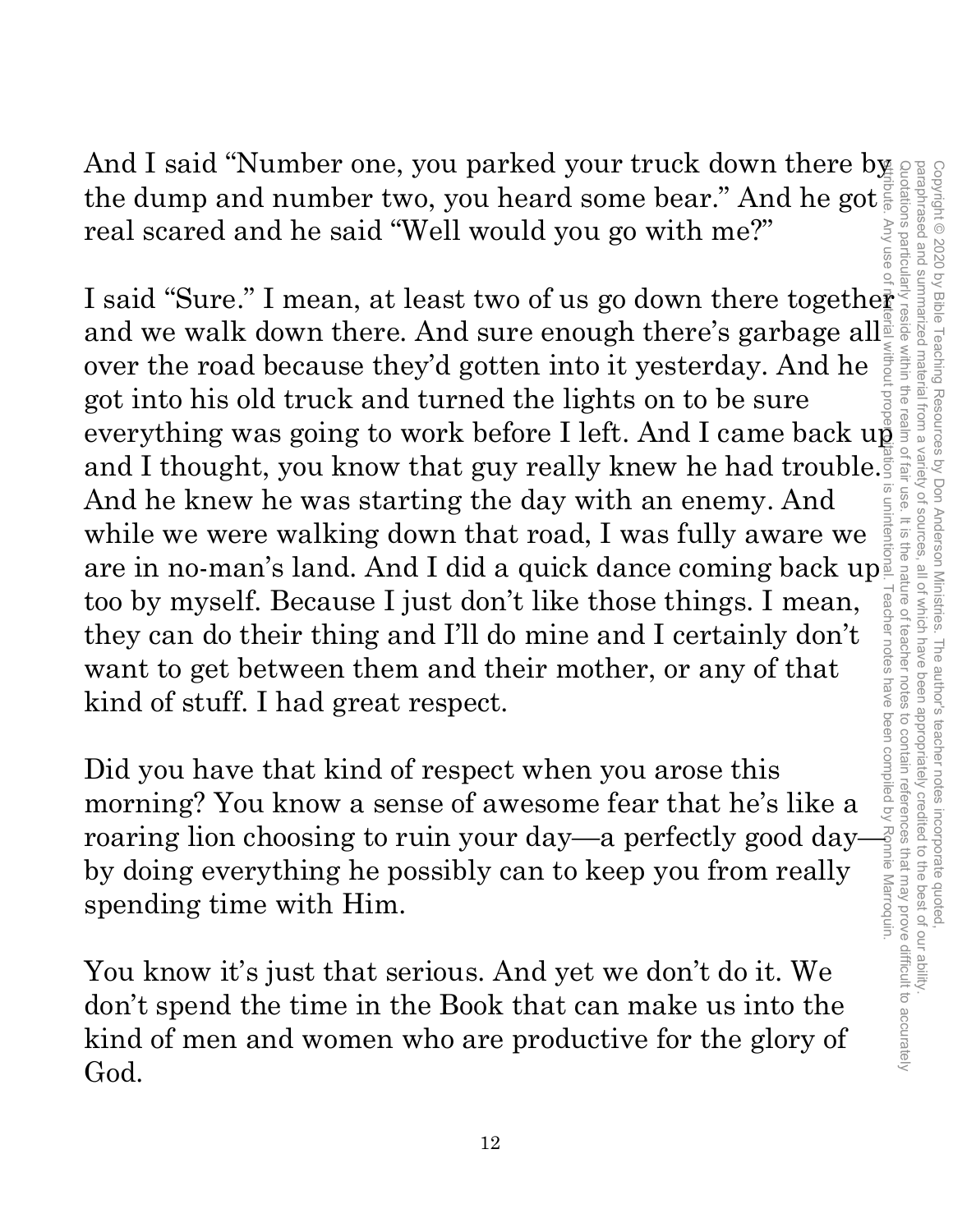And I said "Number one, you parked your truck down there by the dump and number two, you heard some bear." And he got real scared and he said "Well would you go with me?"

I said "Sure." I mean, at least two of us go down there together and we walk down there. And sure enough there's garbage all over the road because they'd gotten into it yesterday. And he got into his old truck and turned the lights on to be sure everything was going to work before I left. And I came back up and I thought, you know that guy really knew he had trouble. And he knew he was starting the day with an enemy. And while we were walking down that road, I was fully aware we are in no-man's land. And I did a quick dance coming back up too by myself. Because I just don't like those things. I mean, they can do their thing and I'll do mine and I certainly don't want to get between them and their mother, or any of that kind of stuff. I had great respect.

Did you have that kind of respect when you arose this morning? You know a sense of awesome fear that he's like a roaring lion choosing to ruin your day—a perfectly good day—by doing everything he possibly can to keep you from really spending time with Him.

You know it's just that serious. And yet we don't do it. We don't spend the time in the Book that can make us into the kind of men and women who are productive for the glory of God.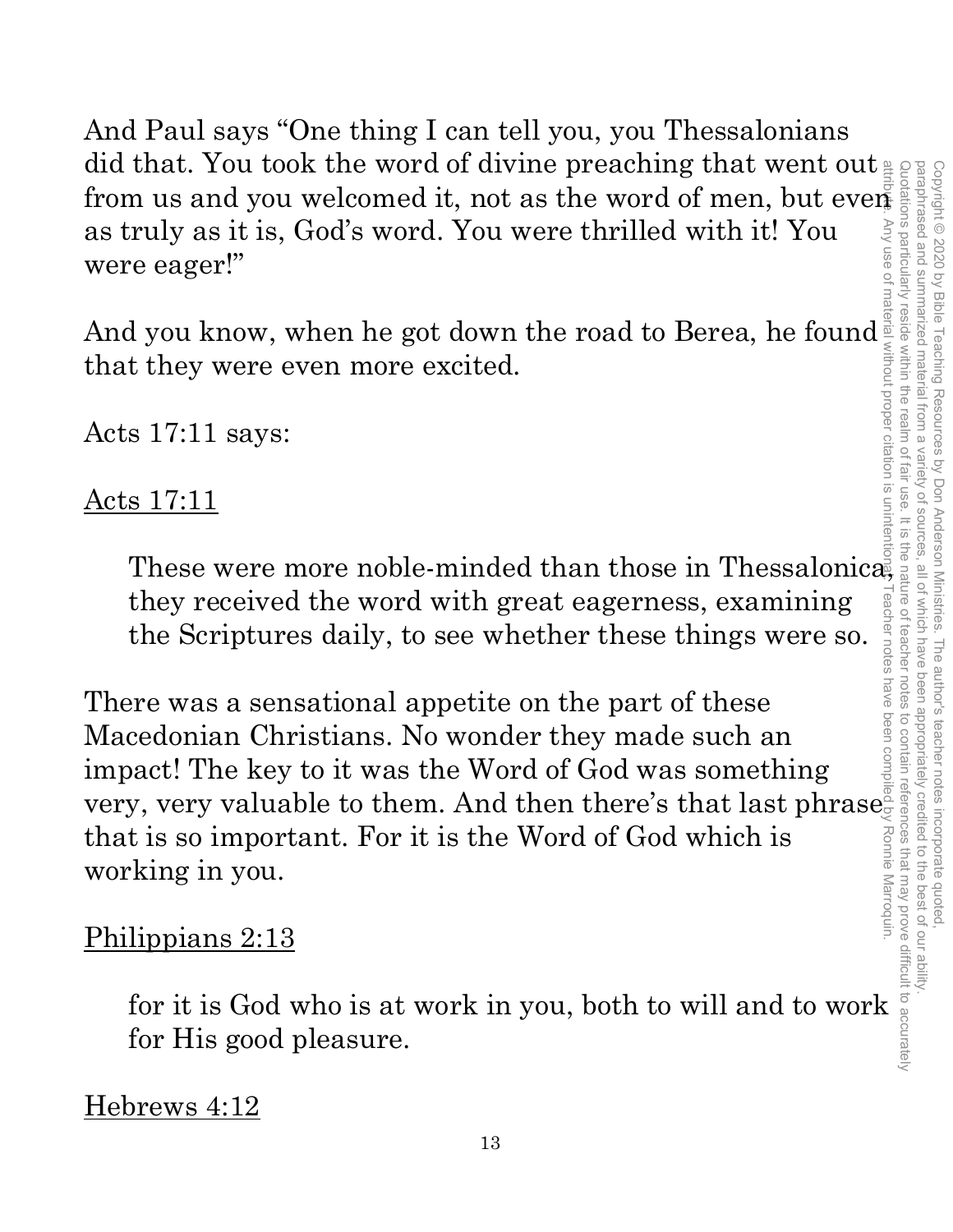And Paul says "One thing I can tell you, you Thessalonians did that. You took the word of divine preaching that went out from us and you welcomed it, not as the word of men, but even as truly as it is, God's word. You were thrilled with it! You were eager!"

And you know, when he got down the road to Berea, he found that they were even more excited.

Acts 17:11 says:

<u>Acts 17:11</u>

> These were more noble-minded than those in Thessalonica, they received the word with great eagerness, examining the Scriptures daily, to see whether these things were so.

There was a sensational appetite on the part of these Macedonian Christians. No wonder they made such an impact! The key to it was the Word of God was something very, very valuable to them. And then there's that last phrase that is so important. For it is the Word of God which is working in you.

<u>Philippians 2:13</u>

> for it is God who is at work in you, both to will and to work for His good pleasure.

<u>Hebrews 4:12</u>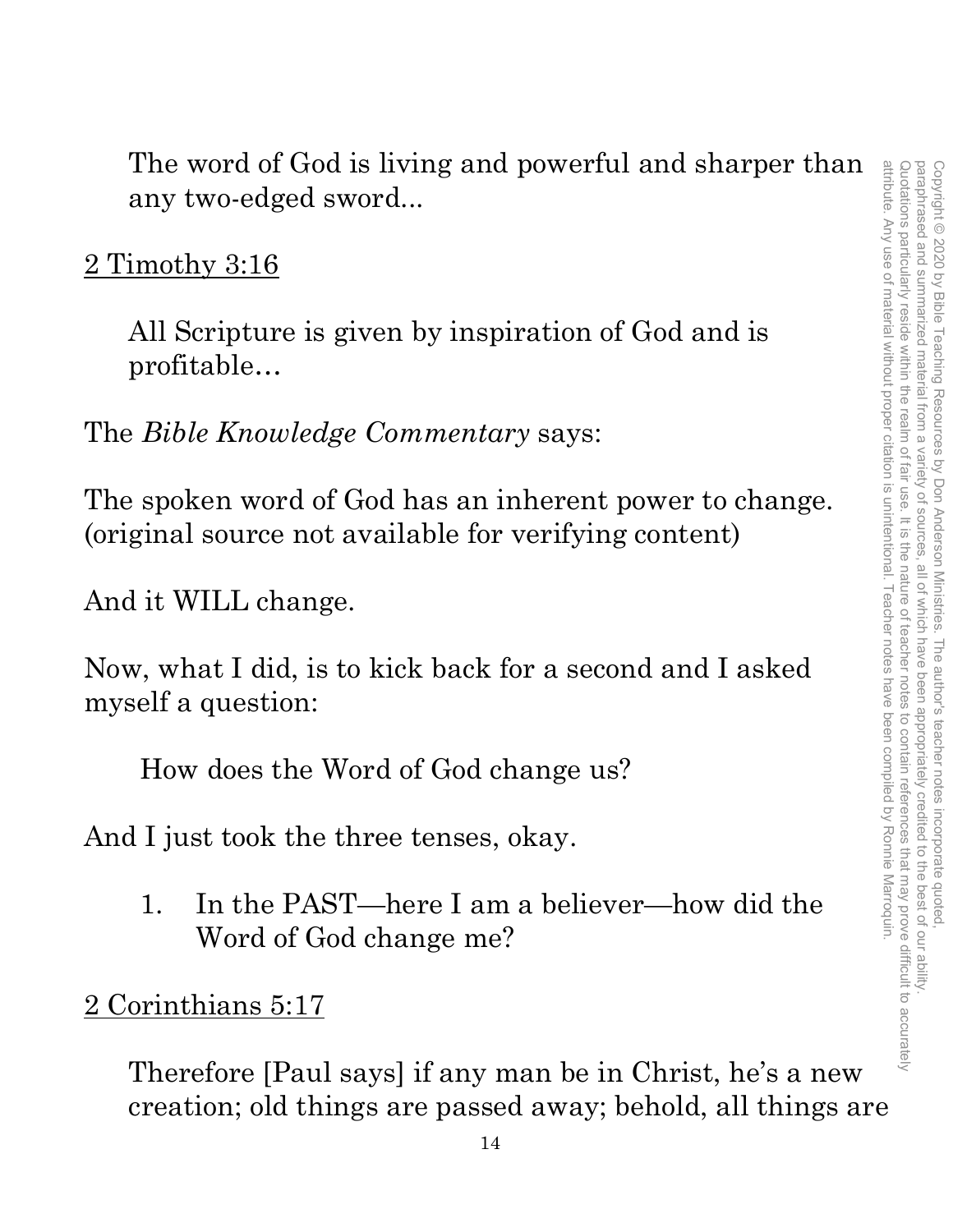The word of God is living and powerful and sharper than any two-edged sword...

2 Timothy 3:16

All Scripture is given by inspiration of God and is profitable…

The *Bible Knowledge Commentary* says:

The spoken word of God has an inherent power to change. (original source not available for verifying content)

And it WILL change.

Now, what I did, is to kick back for a second and I asked myself a question:

How does the Word of God change us?

And I just took the three tenses, okay.

1. In the PAST—here I am a believer—how did the Word of God change me?

2 Corinthians 5:17

Therefore [Paul says] if any man be in Christ, he's a new creation; old things are passed away; behold, all things are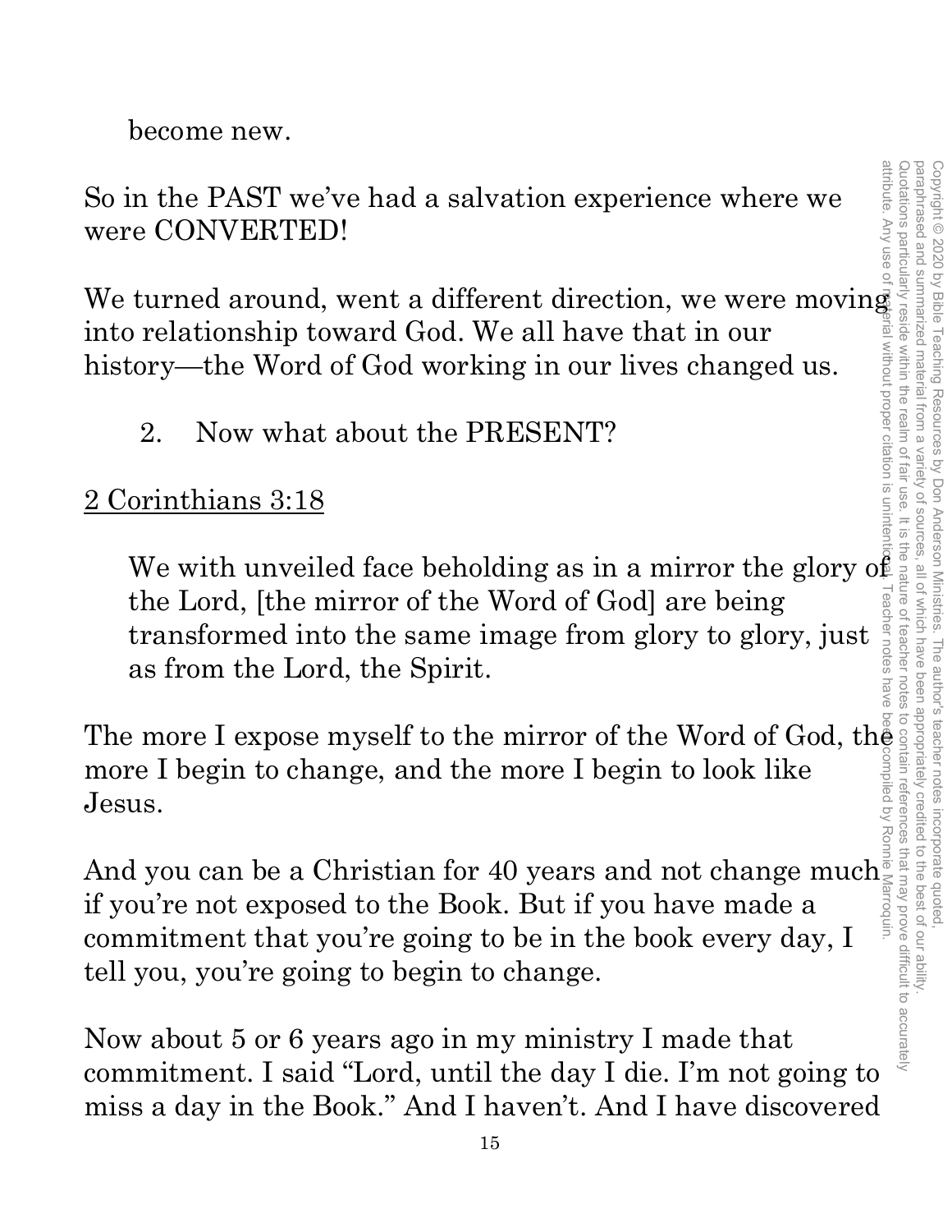become new.

So in the PAST we've had a salvation experience where we were CONVERTED!

We turned around, went a different direction, we were moving into relationship toward God. We all have that in our history—the Word of God working in our lives changed us.

2. Now what about the PRESENT?

<u>2 Corinthians 3:18</u>

> We with unveiled face beholding as in a mirror the glory of the Lord, [the mirror of the Word of God] are being transformed into the same image from glory to glory, just as from the Lord, the Spirit.

The more I expose myself to the mirror of the Word of God, the more I begin to change, and the more I begin to look like Jesus.

And you can be a Christian for 40 years and not change much if you're not exposed to the Book. But if you have made a commitment that you're going to be in the book every day, I tell you, you're going to begin to change.

Now about 5 or 6 years ago in my ministry I made that commitment. I said "Lord, until the day I die. I'm not going to miss a day in the Book." And I haven't. And I have discovered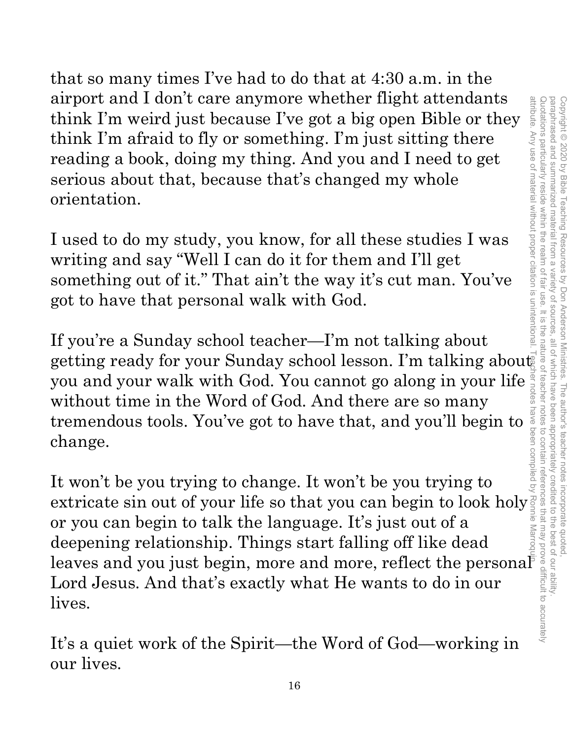that so many times I've had to do that at 4:30 a.m. in the airport and I don't care anymore whether flight attendants think I'm weird just because I've got a big open Bible or they think I'm afraid to fly or something. I'm just sitting there reading a book, doing my thing. And you and I need to get serious about that, because that's changed my whole orientation.

I used to do my study, you know, for all these studies I was writing and say "Well I can do it for them and I'll get something out of it." That ain't the way it's cut man. You've got to have that personal walk with God.

If you're a Sunday school teacher—I'm not talking about getting ready for your Sunday school lesson. I'm talking about you and your walk with God. You cannot go along in your life without time in the Word of God. And there are so many tremendous tools. You've got to have that, and you'll begin to change.

It won't be you trying to change. It won't be you trying to extricate sin out of your life so that you can begin to look holy or you can begin to talk the language. It's just out of a deepening relationship. Things start falling off like dead leaves and you just begin, more and more, reflect the personal Lord Jesus. And that's exactly what He wants to do in our lives.

It's a quiet work of the Spirit—the Word of God—working in our lives.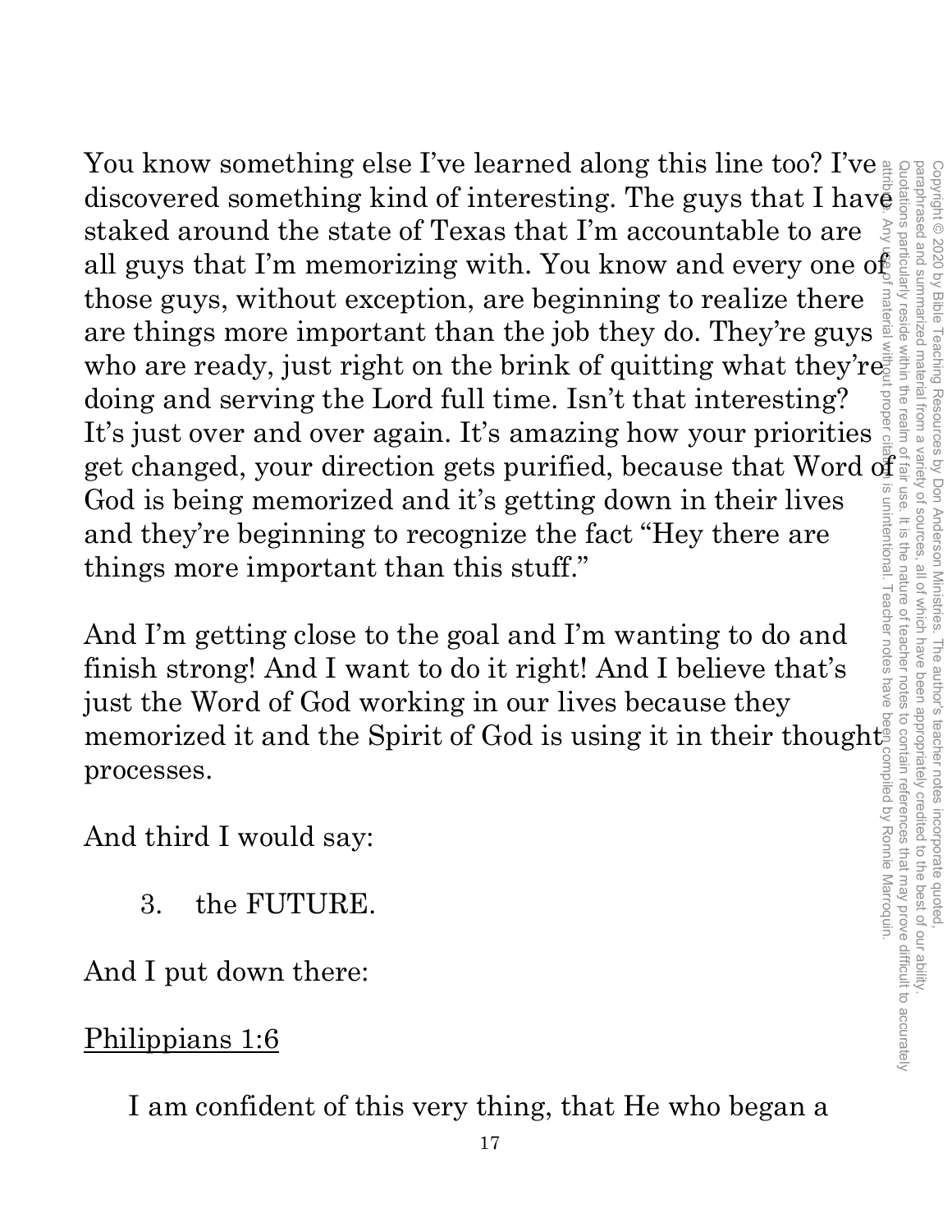You know something else I've learned along this line too? I've discovered something kind of interesting. The guys that I have staked around the state of Texas that I'm accountable to are all guys that I'm memorizing with. You know and every one of those guys, without exception, are beginning to realize there are things more important than the job they do. They're guys who are ready, just right on the brink of quitting what they're doing and serving the Lord full time. Isn't that interesting? It's just over and over again. It's amazing how your priorities get changed, your direction gets purified, because that Word of God is being memorized and it's getting down in their lives and they're beginning to recognize the fact "Hey there are things more important than this stuff."

And I'm getting close to the goal and I'm wanting to do and finish strong! And I want to do it right! And I believe that's just the Word of God working in our lives because they memorized it and the Spirit of God is using it in their thought processes.

And third I would say:

3. the FUTURE.

And I put down there:

<u>Philippians 1:6</u>

I am confident of this very thing, that He who began a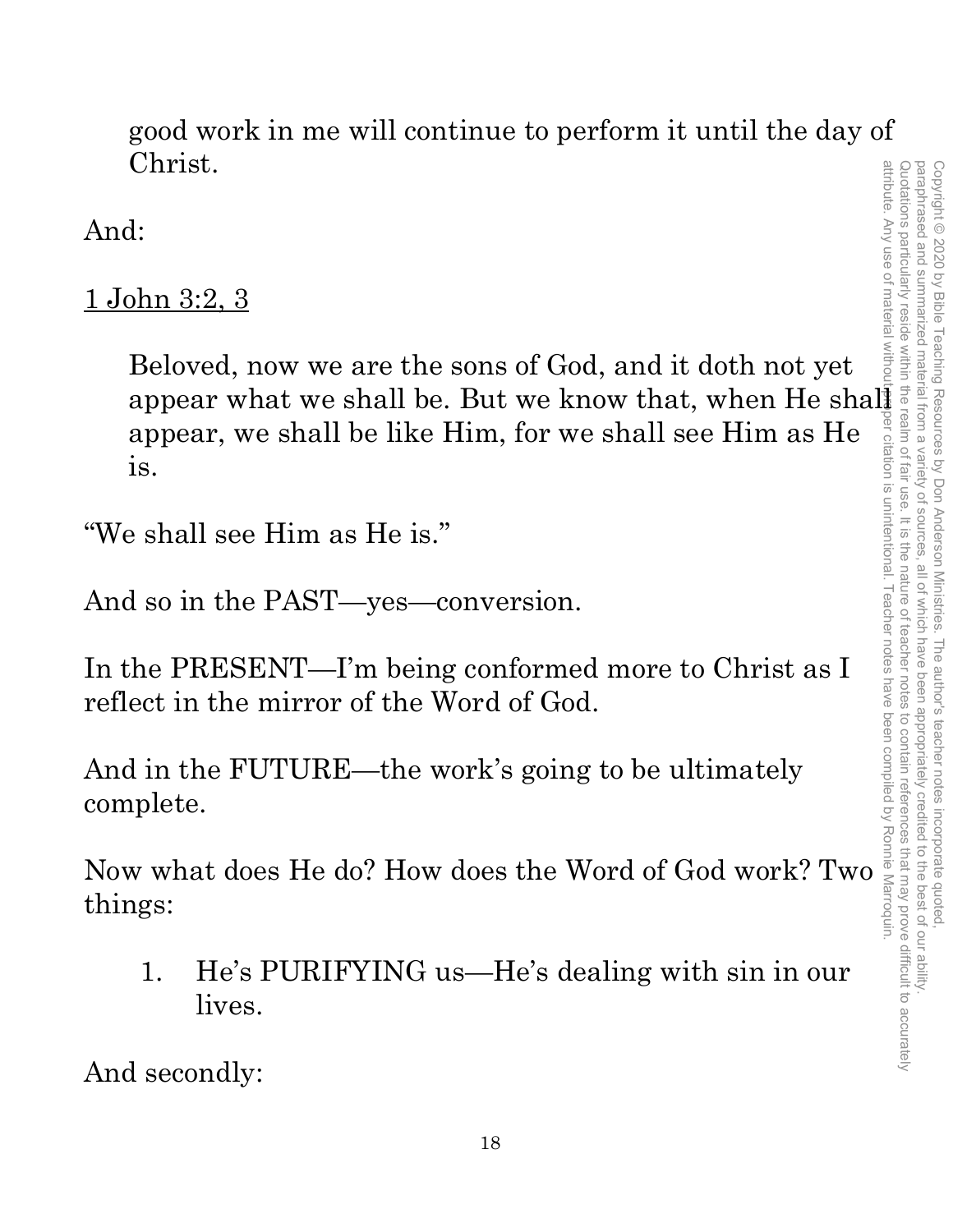good work in me will continue to perform it until the day of Christ.

And:

1 John 3:2, 3

> Beloved, now we are the sons of God, and it doth not yet appear what we shall be. But we know that, when He shall appear, we shall be like Him, for we shall see Him as He is.

"We shall see Him as He is."

And so in the PAST—yes—conversion.

In the PRESENT—I'm being conformed more to Christ as I reflect in the mirror of the Word of God.

And in the FUTURE—the work's going to be ultimately complete.

Now what does He do? How does the Word of God work? Two things:

1. He's PURIFYING us—He's dealing with sin in our lives.

And secondly:

Copyright © 2020 by Bible Teaching Resources by Don Anderson Ministries. The author's teacher notes incorporate quoted, paraphrased and summarized material from a variety of sources, all of which have been appropriately credited to the best of our ability. Quotations particularly reside within the realm of fair use. It is the nature of teacher notes to contain references that may prove difficult to accurately attribute. Any use of material without proper citation is unintentional. Teacher notes have been compiled by Ronnie Marroquin.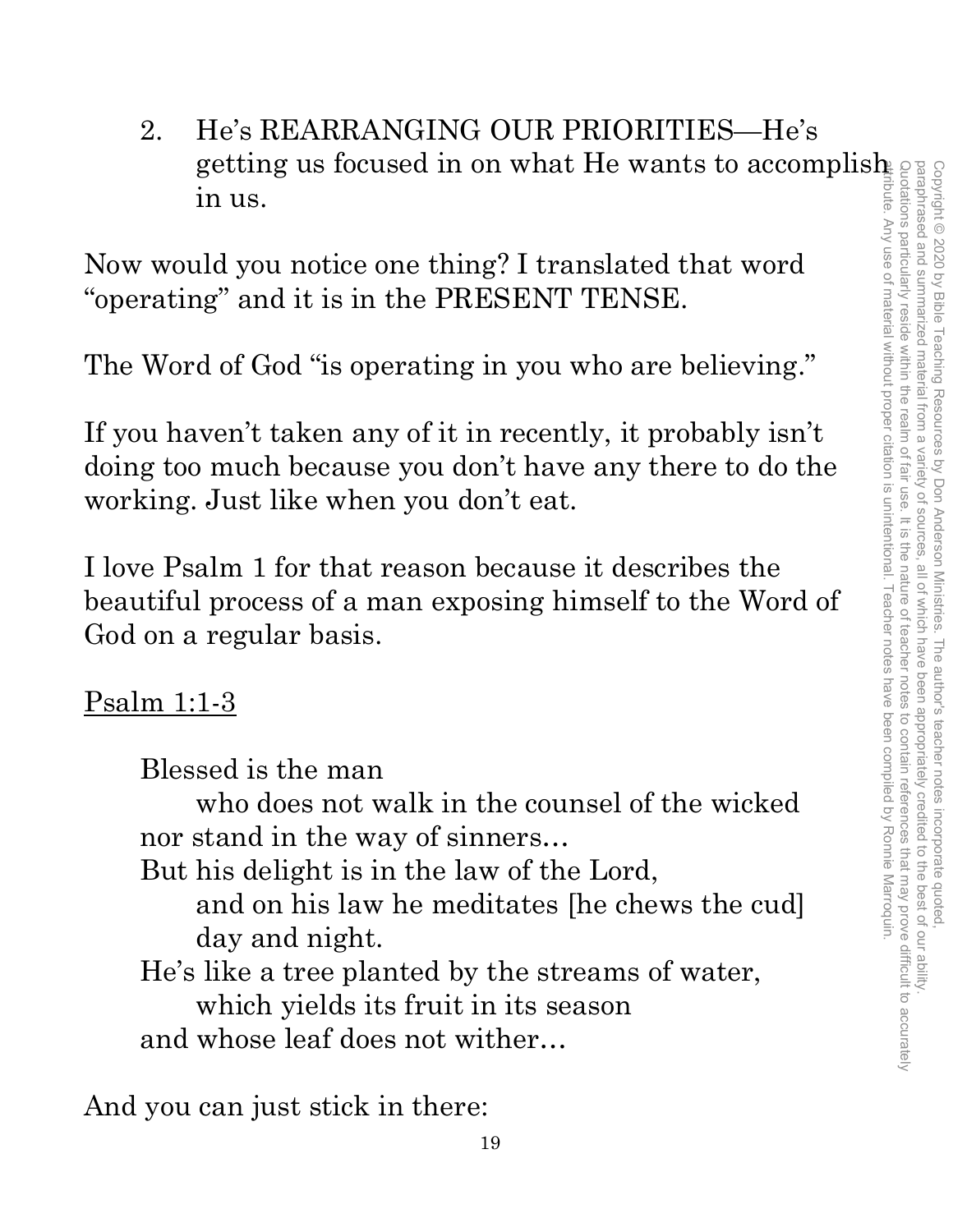2. He's REARRANGING OUR PRIORITIES—He's getting us focused in on what He wants to accomplish in us.

Now would you notice one thing? I translated that word "operating" and it is in the PRESENT TENSE.

The Word of God "is operating in you who are believing."

If you haven't taken any of it in recently, it probably isn't doing too much because you don't have any there to do the working. Just like when you don't eat.

I love Psalm 1 for that reason because it describes the beautiful process of a man exposing himself to the Word of God on a regular basis.

<u>Psalm 1:1-3</u>

> Blessed is the man
> who does not walk in the counsel of the wicked
> nor stand in the way of sinners…
> But his delight is in the law of the Lord,
> and on his law he meditates [he chews the cud]
> day and night.
> He's like a tree planted by the streams of water,
> which yields its fruit in its season
> and whose leaf does not wither…

And you can just stick in there: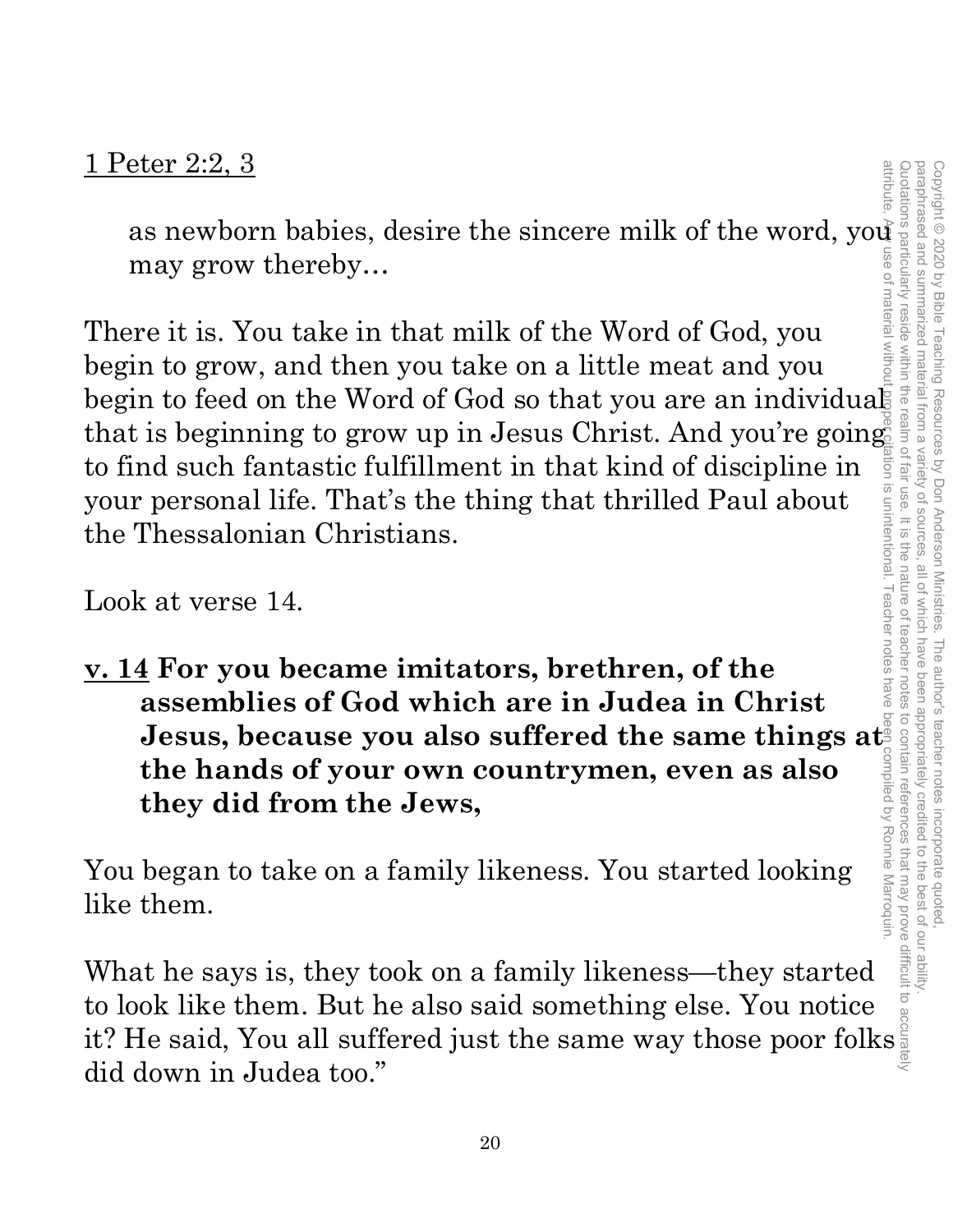<u>1 Peter 2:2, 3</u>

> as newborn babies, desire the sincere milk of the word, you may grow thereby…

There it is. You take in that milk of the Word of God, you begin to grow, and then you take on a little meat and you begin to feed on the Word of God so that you are an individual that is beginning to grow up in Jesus Christ. And you're going to find such fantastic fulfillment in that kind of discipline in your personal life. That's the thing that thrilled Paul about the Thessalonian Christians.

Look at verse 14.

**<u>v. 14</u> For you became imitators, brethren, of the assemblies of God which are in Judea in Christ Jesus, because you also suffered the same things at the hands of your own countrymen, even as also they did from the Jews,**

You began to take on a family likeness. You started looking like them.

What he says is, they took on a family likeness—they started to look like them. But he also said something else. You notice it? He said, You all suffered just the same way those poor folks did down in Judea too."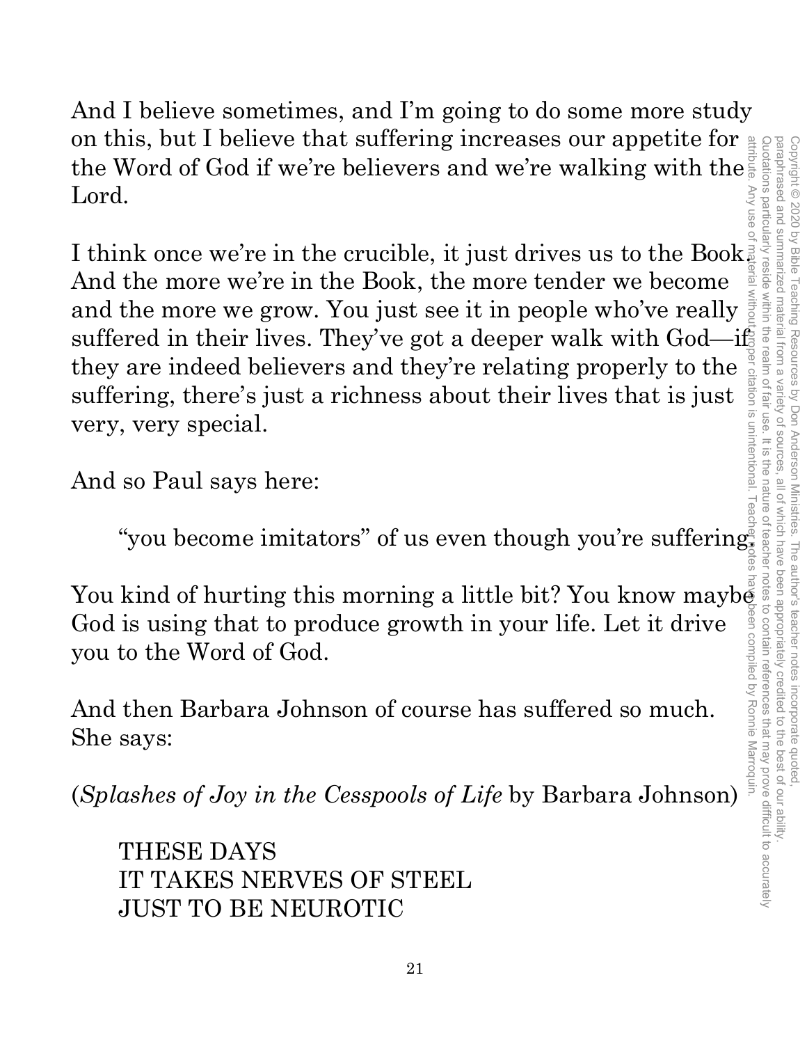And I believe sometimes, and I'm going to do some more study on this, but I believe that suffering increases our appetite for the Word of God if we're believers and we're walking with the Lord.

I think once we're in the crucible, it just drives us to the Book. And the more we're in the Book, the more tender we become and the more we grow. You just see it in people who've really suffered in their lives. They've got a deeper walk with God—if they are indeed believers and they're relating properly to the suffering, there's just a richness about their lives that is just very, very special.

And so Paul says here:

> "you become imitators" of us even though you're suffering.

You kind of hurting this morning a little bit? You know maybe God is using that to produce growth in your life. Let it drive you to the Word of God.

And then Barbara Johnson of course has suffered so much. She says:

(*Splashes of Joy in the Cesspools of Life* by Barbara Johnson)

> THESE DAYS
> IT TAKES NERVES OF STEEL
> JUST TO BE NEUROTIC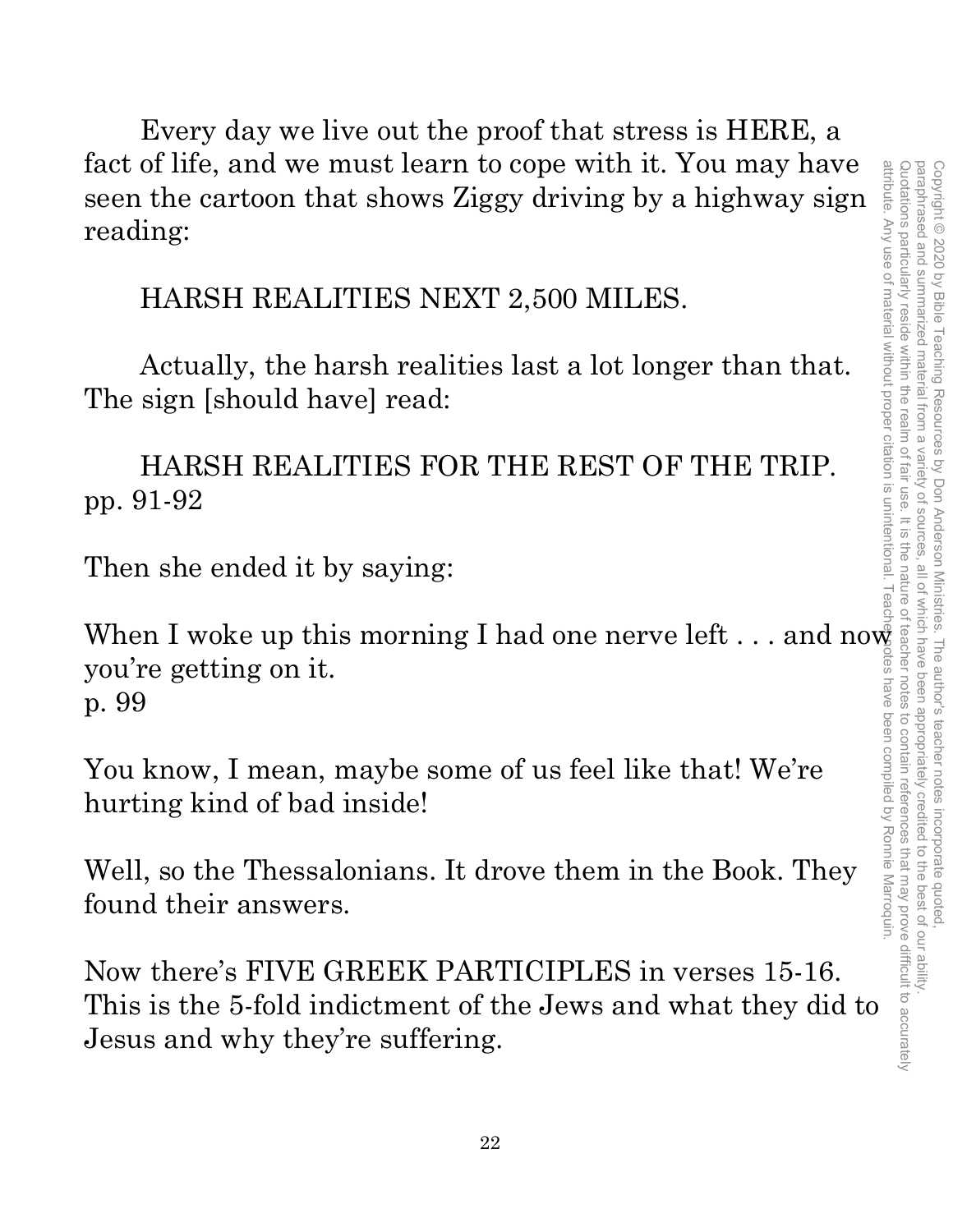Every day we live out the proof that stress is HERE, a fact of life, and we must learn to cope with it. You may have seen the cartoon that shows Ziggy driving by a highway sign reading:

HARSH REALITIES NEXT 2,500 MILES.

Actually, the harsh realities last a lot longer than that. The sign [should have] read:

HARSH REALITIES FOR THE REST OF THE TRIP.
pp. 91-92

Then she ended it by saying:

When I woke up this morning I had one nerve left . . . and now you're getting on it.
p. 99

You know, I mean, maybe some of us feel like that! We're hurting kind of bad inside!

Well, so the Thessalonians. It drove them in the Book. They found their answers.

Now there's FIVE GREEK PARTICIPLES in verses 15-16. This is the 5-fold indictment of the Jews and what they did to Jesus and why they're suffering.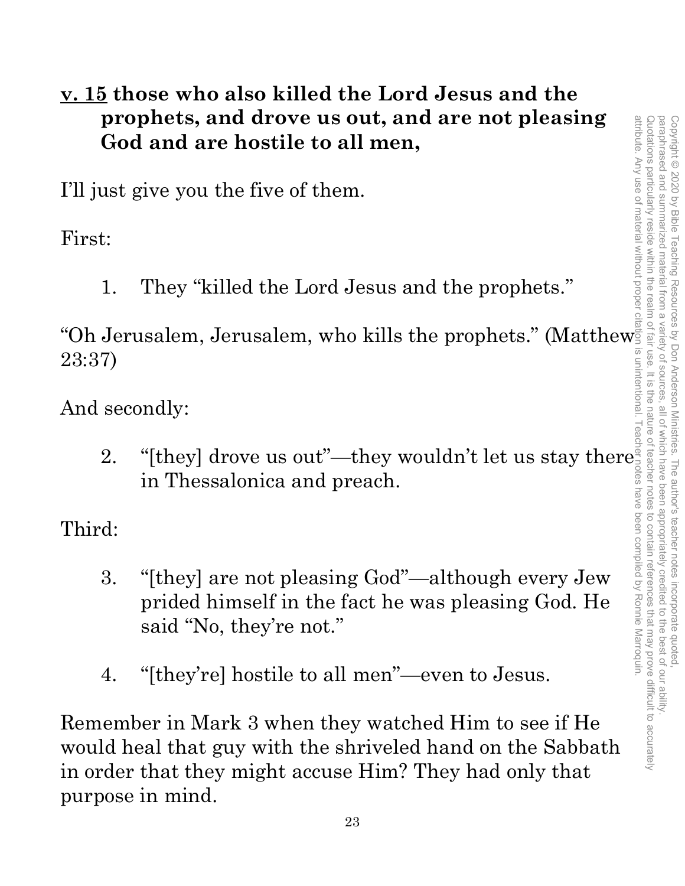**<u>v. 15</u> those who also killed the Lord Jesus and the prophets, and drove us out, and are not pleasing God and are hostile to all men,**

I'll just give you the five of them.

First:

1. They "killed the Lord Jesus and the prophets."

"Oh Jerusalem, Jerusalem, who kills the prophets." (Matthew 23:37)

And secondly:

2. "[they] drove us out"—they wouldn't let us stay there in Thessalonica and preach.

Third:

3. "[they] are not pleasing God"—although every Jew prided himself in the fact he was pleasing God. He said "No, they're not."

4. "[they're] hostile to all men"—even to Jesus.

Remember in Mark 3 when they watched Him to see if He would heal that guy with the shriveled hand on the Sabbath in order that they might accuse Him? They had only that purpose in mind.

Copyright © 2020 by Bible Teaching Resources by Don Anderson Ministries. The author's teacher notes incorporate quoted, paraphrased and summarized material from a variety of sources, all of which have been appropriately credited to the best of our ability. Quotations particularly reside within the realm of fair use. It is the nature of teacher notes to contain references that may prove difficult to accurately attribute. Any use of material without proper citation is unintentional. Teacher notes have been compiled by Ronnie Marroquin.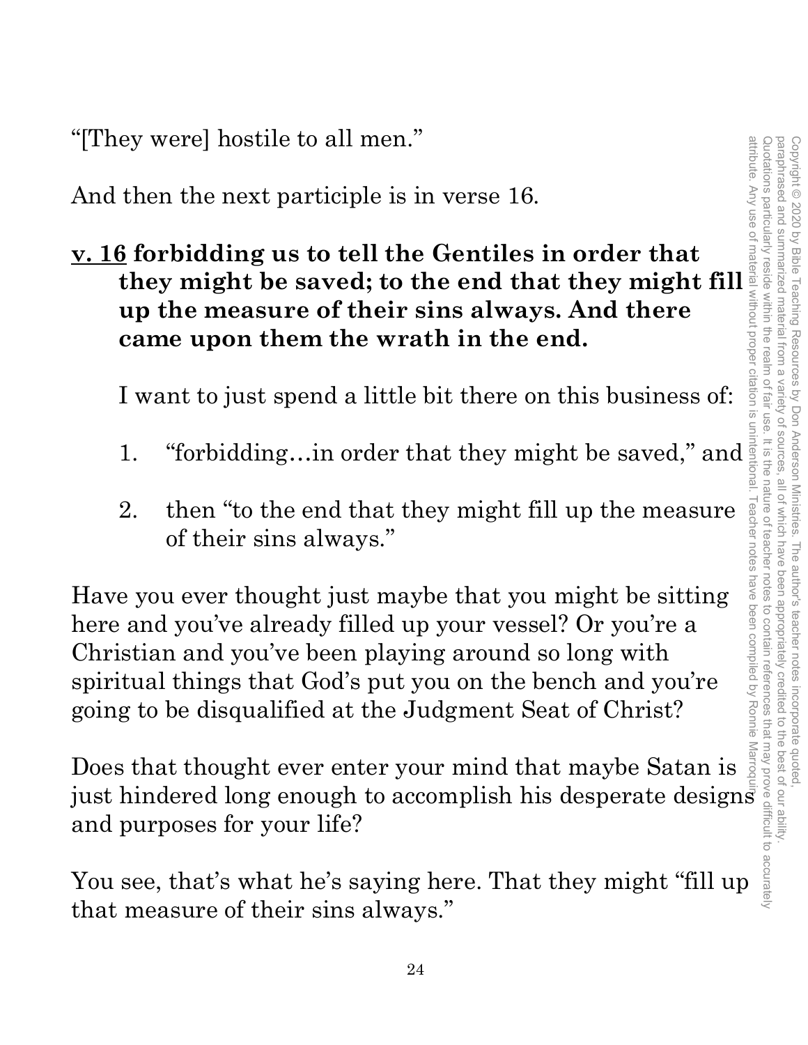"[They were] hostile to all men."

And then the next participle is in verse 16.

**<u>v. 16</u> forbidding us to tell the Gentiles in order that they might be saved; to the end that they might fill up the measure of their sins always. And there came upon them the wrath in the end.**

I want to just spend a little bit there on this business of:

1. "forbidding…in order that they might be saved," and

2. then "to the end that they might fill up the measure of their sins always."

Have you ever thought just maybe that you might be sitting here and you've already filled up your vessel? Or you're a Christian and you've been playing around so long with spiritual things that God's put you on the bench and you're going to be disqualified at the Judgment Seat of Christ?

Does that thought ever enter your mind that maybe Satan is just hindered long enough to accomplish his desperate designs and purposes for your life?

You see, that's what he's saying here. That they might "fill up that measure of their sins always."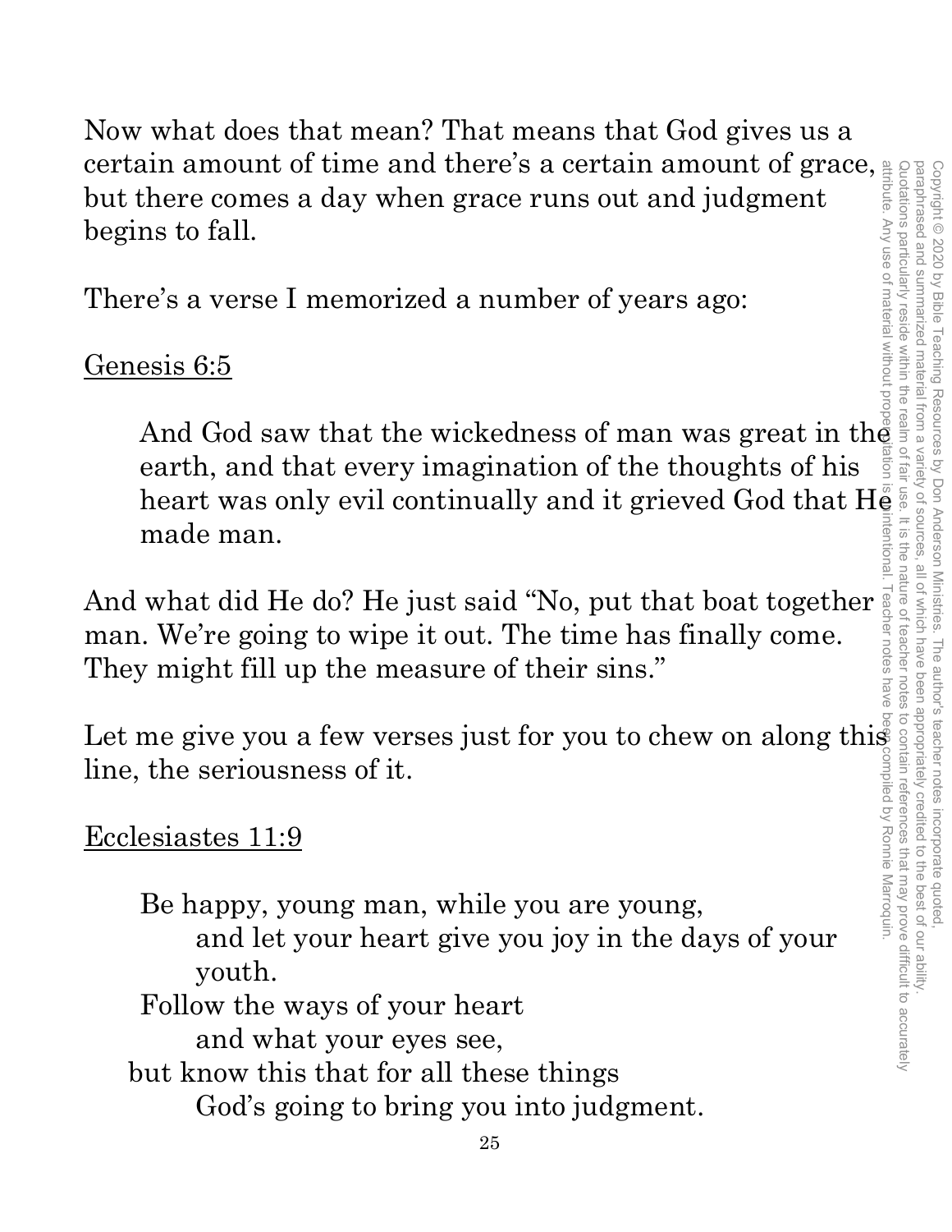Now what does that mean? That means that God gives us a certain amount of time and there's a certain amount of grace, but there comes a day when grace runs out and judgment begins to fall.

There's a verse I memorized a number of years ago:

<u>Genesis 6:5</u>

> And God saw that the wickedness of man was great in the earth, and that every imagination of the thoughts of his heart was only evil continually and it grieved God that He made man.

And what did He do? He just said "No, put that boat together man. We're going to wipe it out. The time has finally come. They might fill up the measure of their sins."

Let me give you a few verses just for you to chew on along this line, the seriousness of it.

<u>Ecclesiastes 11:9</u>

> Be happy, young man, while you are young,
> and let your heart give you joy in the days of your youth.
> Follow the ways of your heart
> and what your eyes see,
> but know this that for all these things
> God's going to bring you into judgment.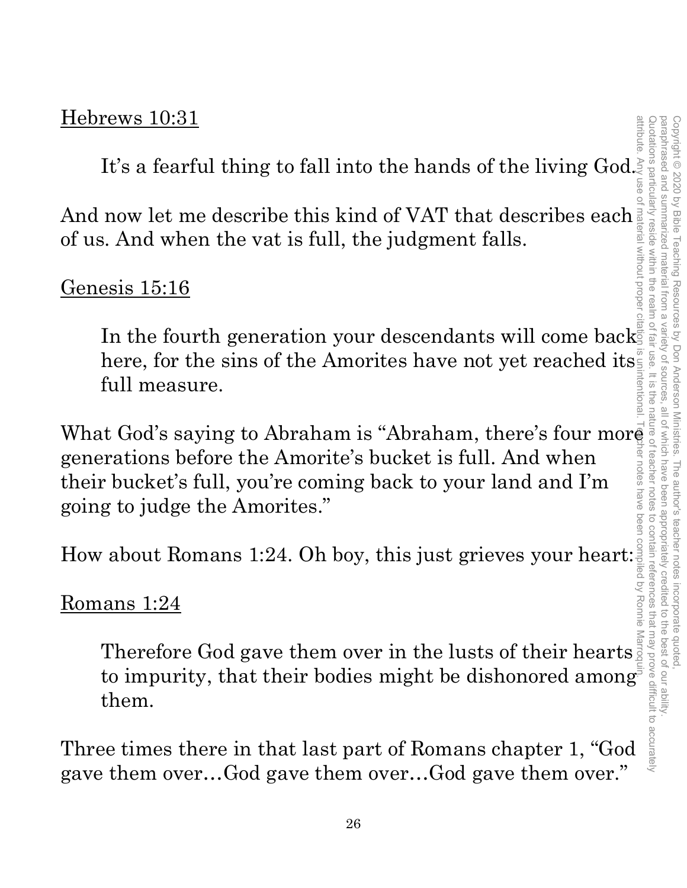Hebrews 10:31

> It's a fearful thing to fall into the hands of the living God.

And now let me describe this kind of VAT that describes each of us. And when the vat is full, the judgment falls.

Genesis 15:16

> In the fourth generation your descendants will come back here, for the sins of the Amorites have not yet reached its full measure.

What God's saying to Abraham is "Abraham, there's four more generations before the Amorite's bucket is full. And when their bucket's full, you're coming back to your land and I'm going to judge the Amorites."

How about Romans 1:24. Oh boy, this just grieves your heart:

Romans 1:24

> Therefore God gave them over in the lusts of their hearts to impurity, that their bodies might be dishonored among them.

Three times there in that last part of Romans chapter 1, "God gave them over…God gave them over…God gave them over."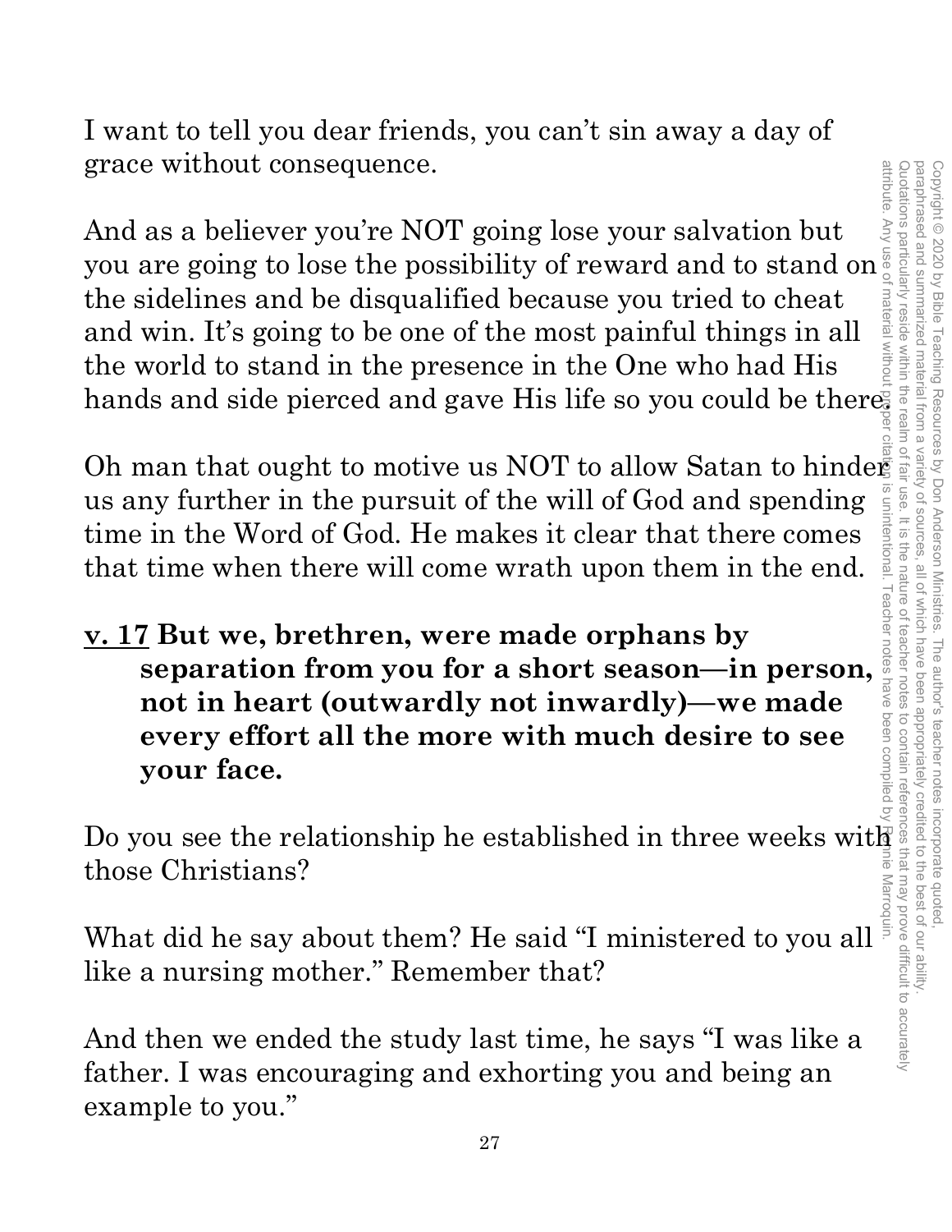I want to tell you dear friends, you can't sin away a day of grace without consequence.

And as a believer you're NOT going lose your salvation but you are going to lose the possibility of reward and to stand on the sidelines and be disqualified because you tried to cheat and win. It's going to be one of the most painful things in all the world to stand in the presence in the One who had His hands and side pierced and gave His life so you could be there.

Oh man that ought to motive us NOT to allow Satan to hinder us any further in the pursuit of the will of God and spending time in the Word of God. He makes it clear that there comes that time when there will come wrath upon them in the end.

**<u>v. 17</u> But we, brethren, were made orphans by separation from you for a short season—in person, not in heart (outwardly not inwardly)—we made every effort all the more with much desire to see your face.**

Do you see the relationship he established in three weeks with those Christians?

What did he say about them? He said "I ministered to you all like a nursing mother." Remember that?

And then we ended the study last time, he says "I was like a father. I was encouraging and exhorting you and being an example to you."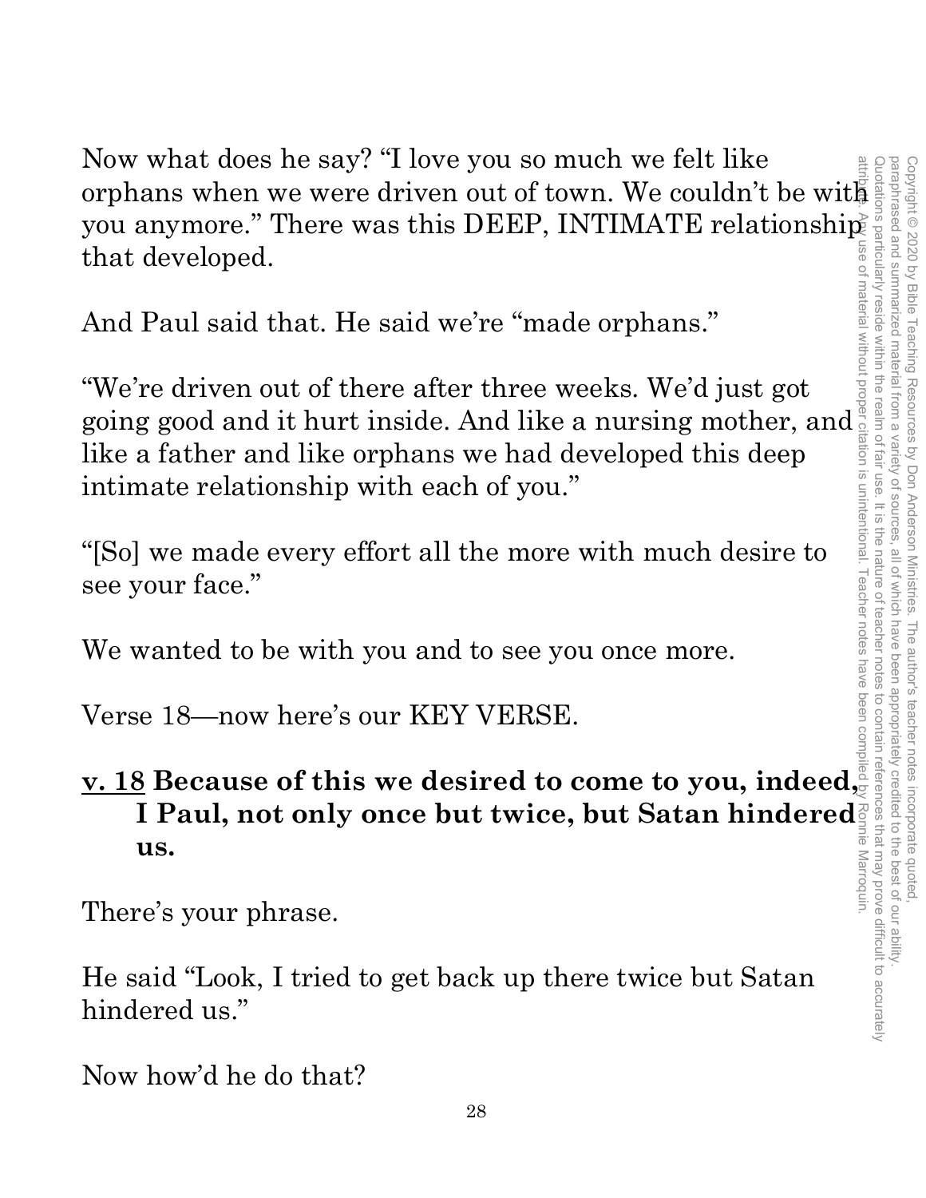Now what does he say? "I love you so much we felt like orphans when we were driven out of town. We couldn't be with you anymore." There was this DEEP, INTIMATE relationship that developed.

And Paul said that. He said we're "made orphans."

"We're driven out of there after three weeks. We'd just got going good and it hurt inside. And like a nursing mother, and like a father and like orphans we had developed this deep intimate relationship with each of you."

"[So] we made every effort all the more with much desire to see your face."

We wanted to be with you and to see you once more.

Verse 18—now here's our KEY VERSE.

<u>v. 18</u> **Because of this we desired to come to you, indeed, I Paul, not only once but twice, but Satan hindered us.**

There's your phrase.

He said "Look, I tried to get back up there twice but Satan hindered us."

Now how'd he do that?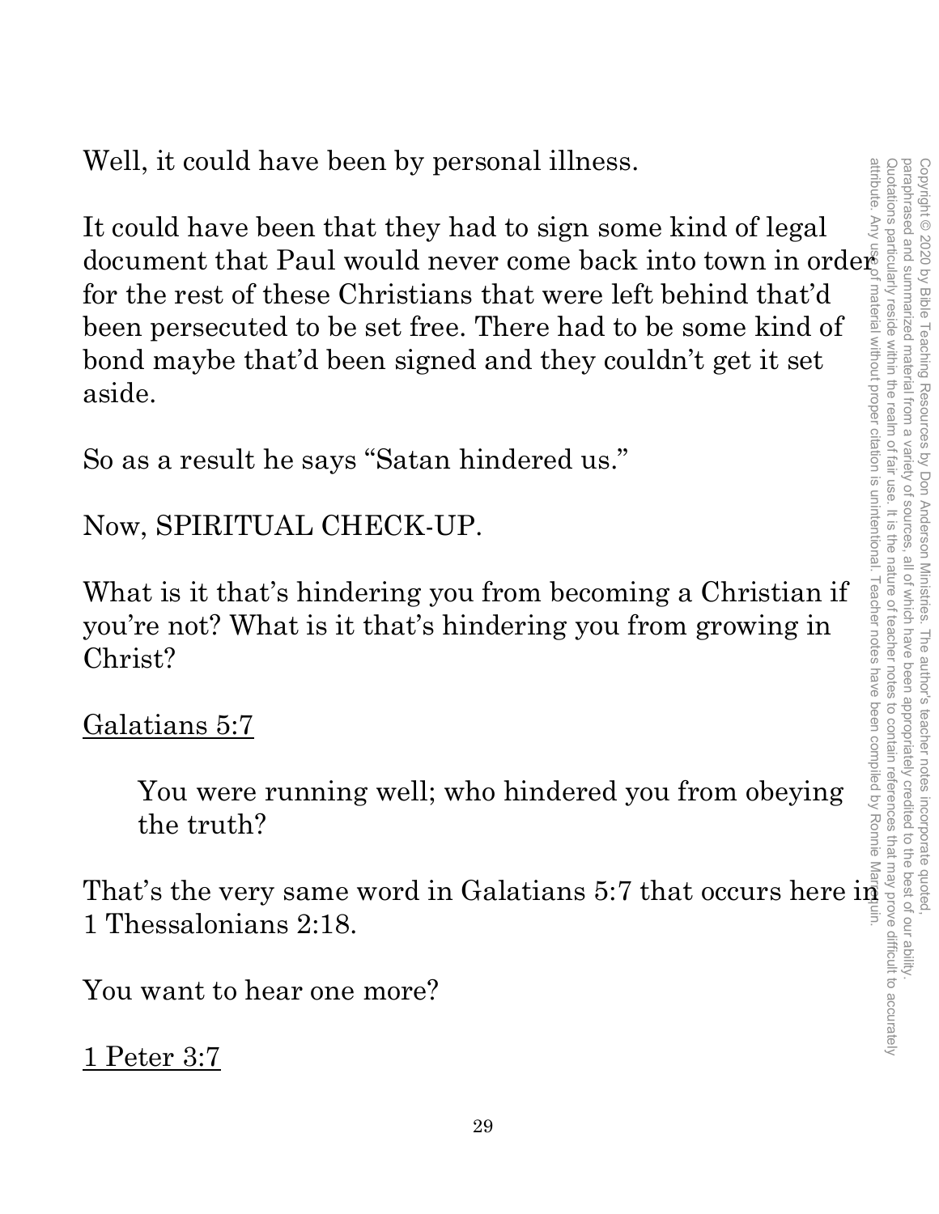Well, it could have been by personal illness.

It could have been that they had to sign some kind of legal document that Paul would never come back into town in order for the rest of these Christians that were left behind that'd been persecuted to be set free. There had to be some kind of bond maybe that'd been signed and they couldn't get it set aside.

So as a result he says "Satan hindered us."

Now, SPIRITUAL CHECK-UP.

What is it that's hindering you from becoming a Christian if you're not? What is it that's hindering you from growing in Christ?

Galatians 5:7

> You were running well; who hindered you from obeying the truth?

That's the very same word in Galatians 5:7 that occurs here in 1 Thessalonians 2:18.

You want to hear one more?

1 Peter 3:7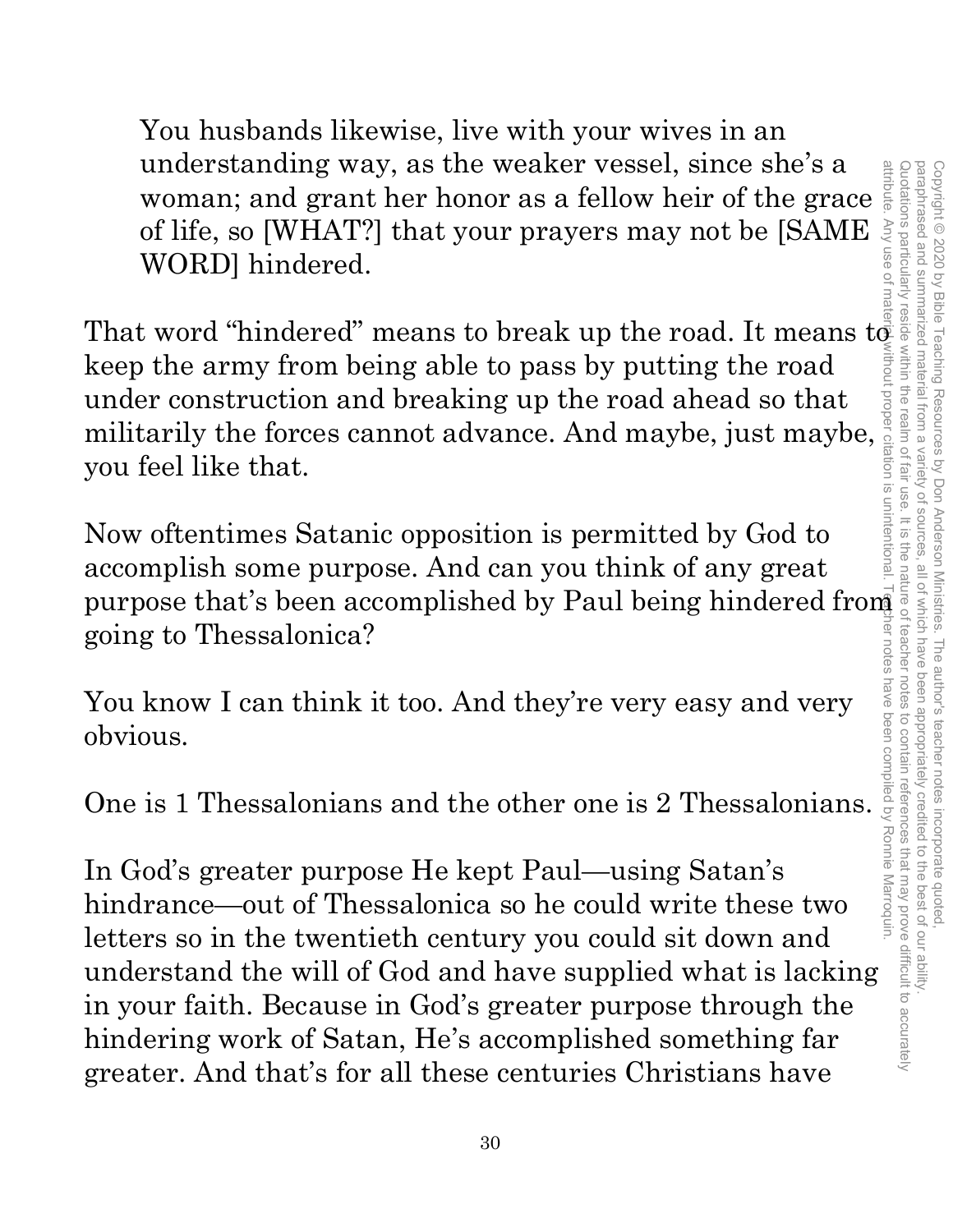> You husbands likewise, live with your wives in an understanding way, as the weaker vessel, since she's a woman; and grant her honor as a fellow heir of the grace of life, so [WHAT?] that your prayers may not be [SAME WORD] hindered.

That word "hindered" means to break up the road. It means to keep the army from being able to pass by putting the road under construction and breaking up the road ahead so that militarily the forces cannot advance. And maybe, just maybe, you feel like that.

Now oftentimes Satanic opposition is permitted by God to accomplish some purpose. And can you think of any great purpose that's been accomplished by Paul being hindered from going to Thessalonica?

You know I can think it too. And they're very easy and very obvious.

One is 1 Thessalonians and the other one is 2 Thessalonians.

In God's greater purpose He kept Paul—using Satan's hindrance—out of Thessalonica so he could write these two letters so in the twentieth century you could sit down and understand the will of God and have supplied what is lacking in your faith. Because in God's greater purpose through the hindering work of Satan, He's accomplished something far greater. And that's for all these centuries Christians have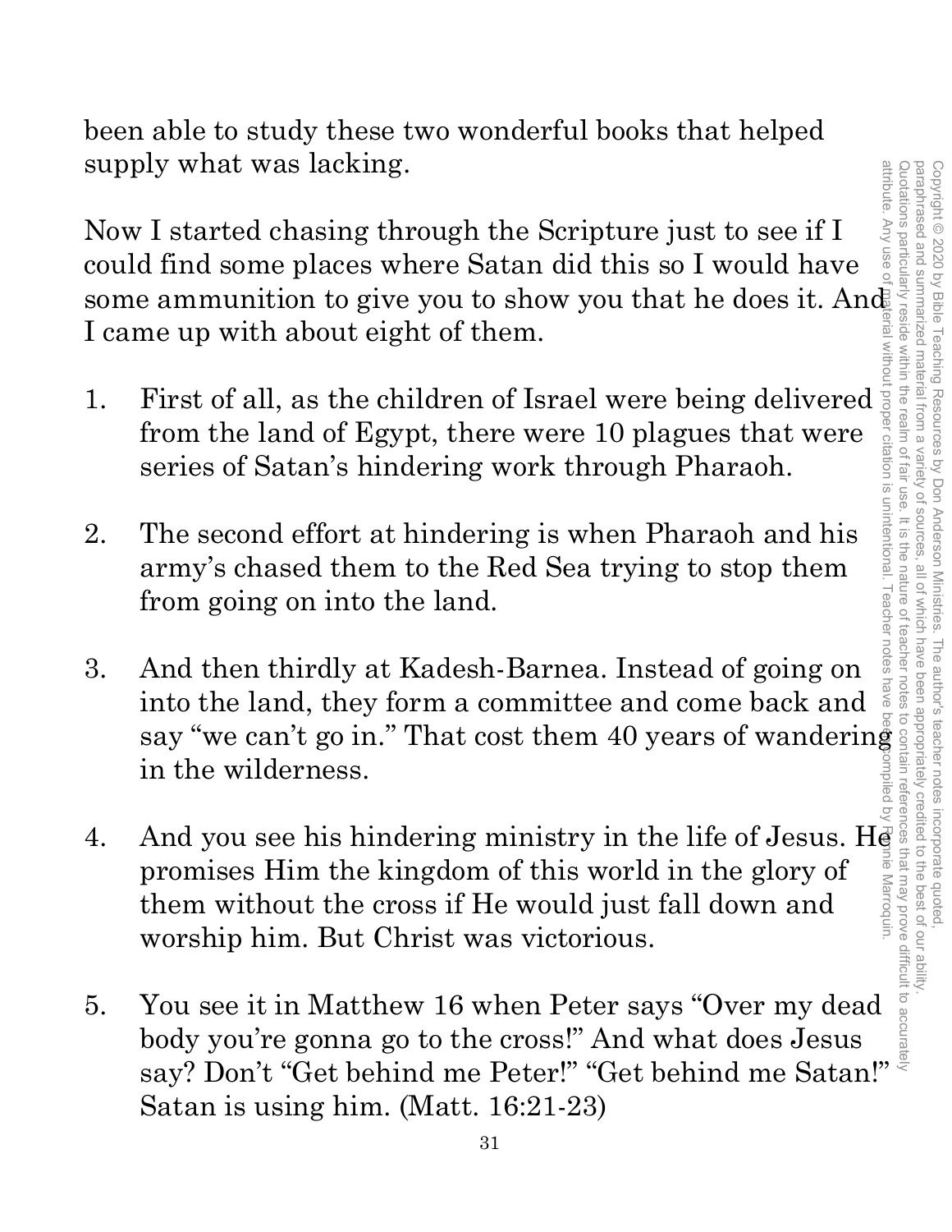been able to study these two wonderful books that helped supply what was lacking.

Now I started chasing through the Scripture just to see if I could find some places where Satan did this so I would have some ammunition to give you to show you that he does it. And I came up with about eight of them.

1. First of all, as the children of Israel were being delivered from the land of Egypt, there were 10 plagues that were series of Satan's hindering work through Pharaoh.

2. The second effort at hindering is when Pharaoh and his army's chased them to the Red Sea trying to stop them from going on into the land.

3. And then thirdly at Kadesh-Barnea. Instead of going on into the land, they form a committee and come back and say "we can't go in." That cost them 40 years of wandering in the wilderness.

4. And you see his hindering ministry in the life of Jesus. He promises Him the kingdom of this world in the glory of them without the cross if He would just fall down and worship him. But Christ was victorious.

5. You see it in Matthew 16 when Peter says "Over my dead body you're gonna go to the cross!" And what does Jesus say? Don't "Get behind me Peter!" "Get behind me Satan!" Satan is using him. (Matt. 16:21-23)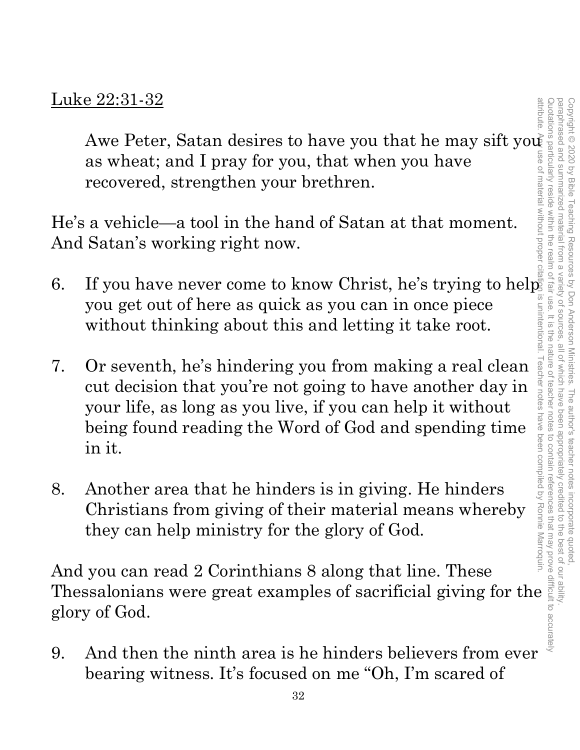Luke 22:31-32

> Awe Peter, Satan desires to have you that he may sift you as wheat; and I pray for you, that when you have recovered, strengthen your brethren.

He's a vehicle—a tool in the hand of Satan at that moment. And Satan's working right now.

6. If you have never come to know Christ, he's trying to help you get out of here as quick as you can in once piece without thinking about this and letting it take root.

7. Or seventh, he's hindering you from making a real clean cut decision that you're not going to have another day in your life, as long as you live, if you can help it without being found reading the Word of God and spending time in it.

8. Another area that he hinders is in giving. He hinders Christians from giving of their material means whereby they can help ministry for the glory of God.

And you can read 2 Corinthians 8 along that line. These Thessalonians were great examples of sacrificial giving for the glory of God.

9. And then the ninth area is he hinders believers from ever bearing witness. It's focused on me "Oh, I'm scared of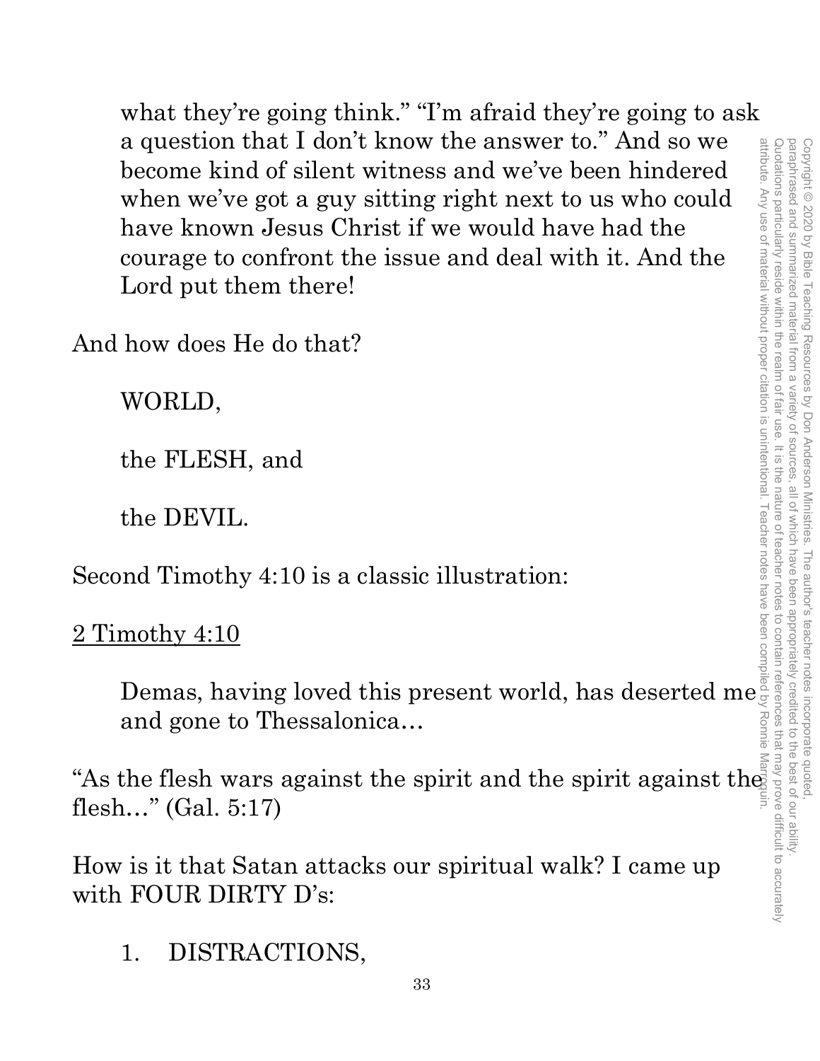what they're going think." "I'm afraid they're going to ask a question that I don't know the answer to." And so we become kind of silent witness and we've been hindered when we've got a guy sitting right next to us who could have known Jesus Christ if we would have had the courage to confront the issue and deal with it. And the Lord put them there!

And how does He do that?

WORLD,

the FLESH, and

the DEVIL.

Second Timothy 4:10 is a classic illustration:

2 Timothy 4:10

Demas, having loved this present world, has deserted me and gone to Thessalonica…

"As the flesh wars against the spirit and the spirit against the flesh…" (Gal. 5:17)

How is it that Satan attacks our spiritual walk? I came up with FOUR DIRTY D's:

1. DISTRACTIONS,

Copyright © 2020 by Bible Teaching Resources by Don Anderson Ministries. The author's teacher notes incorporate quoted, paraphrased and summarized material from a variety of sources, all of which have been appropriately credited to the best of our ability. Quotations particularly reside within the realm of fair use. It is the nature of teacher notes to contain references that may prove difficult to accurately attribute. Any use of material without proper citation is unintentional. Teacher notes have been compiled by Ronnie Marroquin.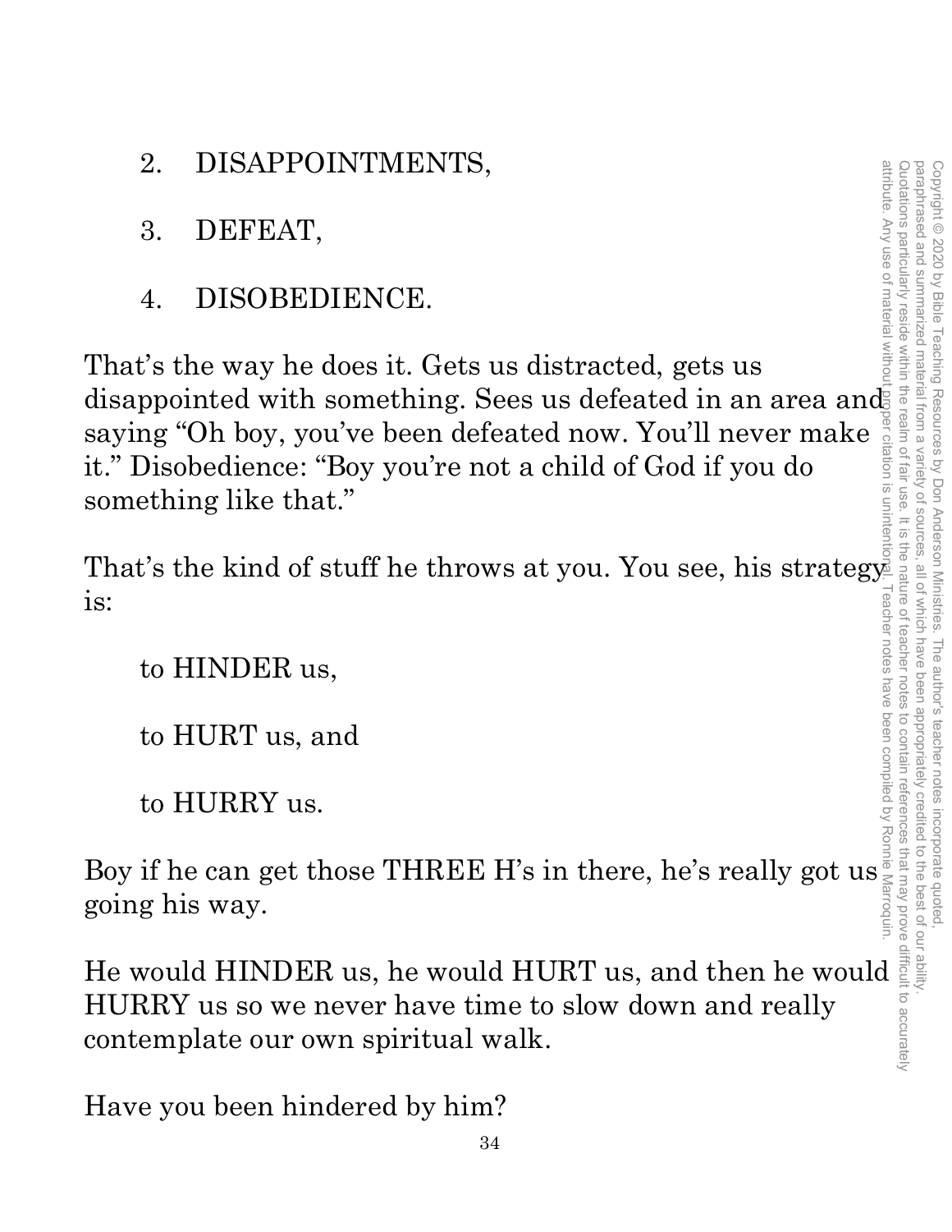2. DISAPPOINTMENTS,

3. DEFEAT,

4. DISOBEDIENCE.

That's the way he does it. Gets us distracted, gets us disappointed with something. Sees us defeated in an area and saying "Oh boy, you've been defeated now. You'll never make it." Disobedience: "Boy you're not a child of God if you do something like that."

That's the kind of stuff he throws at you. You see, his strategy is:

to HINDER us,

to HURT us, and

to HURRY us.

Boy if he can get those THREE H's in there, he's really got us going his way.

He would HINDER us, he would HURT us, and then he would HURRY us so we never have time to slow down and really contemplate our own spiritual walk.

Have you been hindered by him?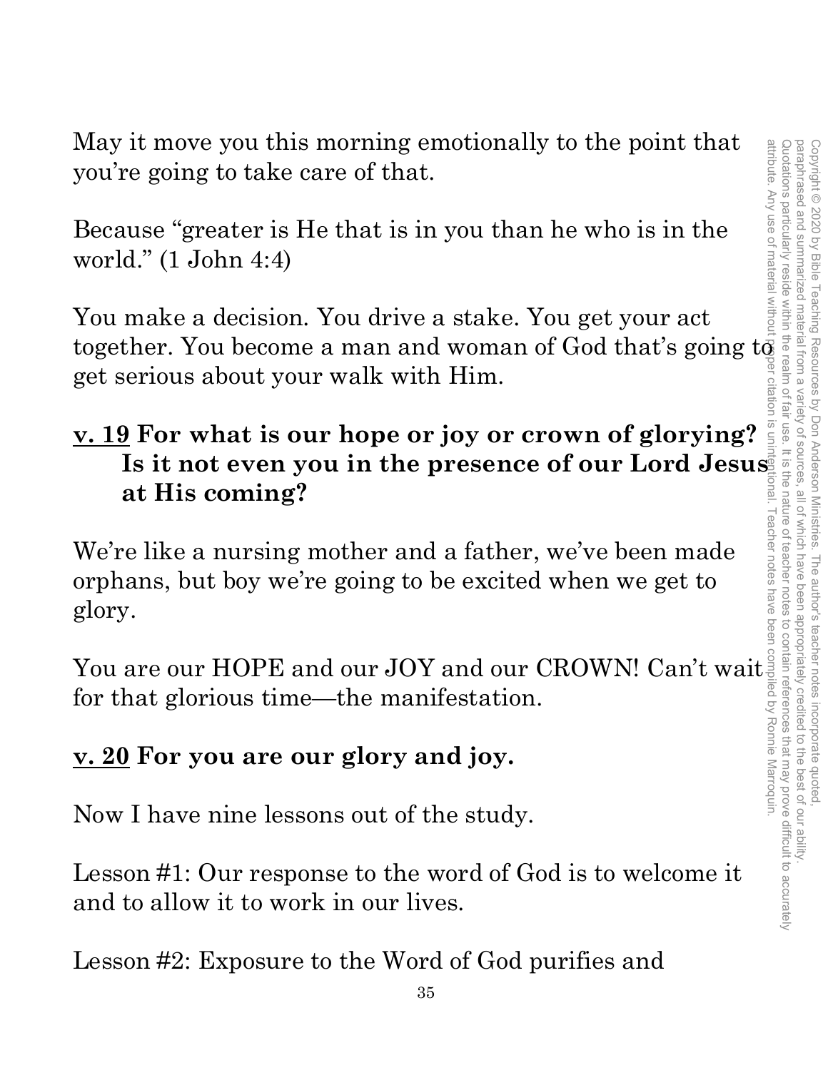May it move you this morning emotionally to the point that you're going to take care of that.

Because "greater is He that is in you than he who is in the world." (1 John 4:4)

You make a decision. You drive a stake. You get your act together. You become a man and woman of God that's going to get serious about your walk with Him.

**<u>v. 19</u> For what is our hope or joy or crown of glorying? Is it not even you in the presence of our Lord Jesus at His coming?**

We're like a nursing mother and a father, we've been made orphans, but boy we're going to be excited when we get to glory.

You are our HOPE and our JOY and our CROWN! Can't wait for that glorious time—the manifestation.

**<u>v. 20</u> For you are our glory and joy.**

Now I have nine lessons out of the study.

Lesson #1: Our response to the word of God is to welcome it and to allow it to work in our lives.

Lesson #2: Exposure to the Word of God purifies and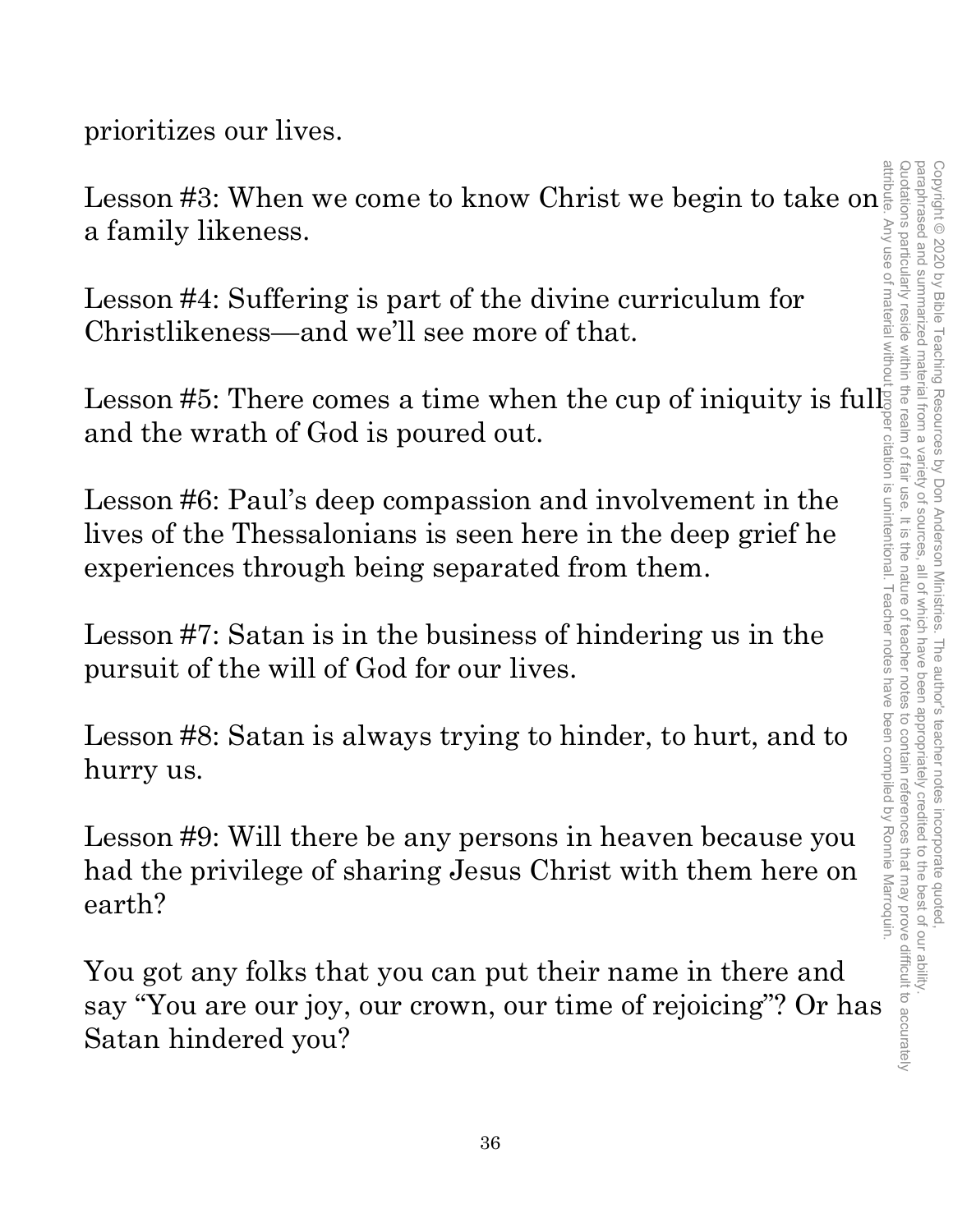prioritizes our lives.

Lesson #3: When we come to know Christ we begin to take on a family likeness.

Lesson #4: Suffering is part of the divine curriculum for Christlikeness—and we'll see more of that.

Lesson #5: There comes a time when the cup of iniquity is full and the wrath of God is poured out.

Lesson #6: Paul's deep compassion and involvement in the lives of the Thessalonians is seen here in the deep grief he experiences through being separated from them.

Lesson #7: Satan is in the business of hindering us in the pursuit of the will of God for our lives.

Lesson #8: Satan is always trying to hinder, to hurt, and to hurry us.

Lesson #9: Will there be any persons in heaven because you had the privilege of sharing Jesus Christ with them here on earth?

You got any folks that you can put their name in there and say "You are our joy, our crown, our time of rejoicing"? Or has Satan hindered you?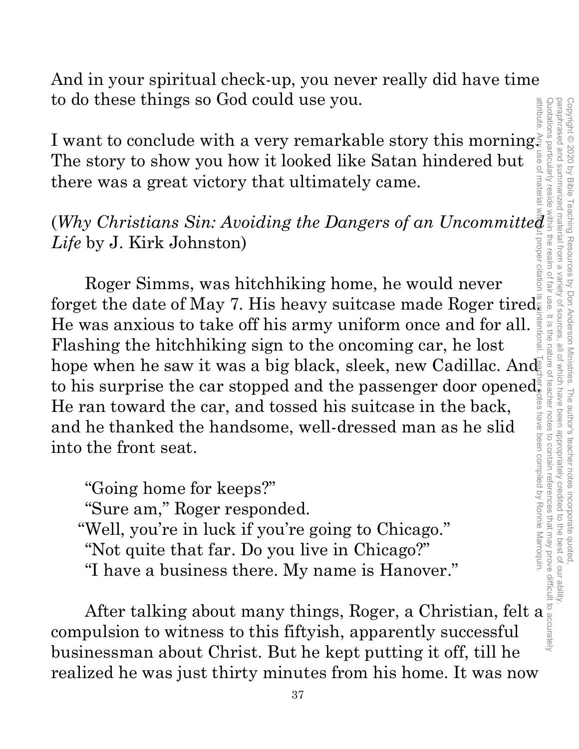And in your spiritual check-up, you never really did have time to do these things so God could use you.

I want to conclude with a very remarkable story this morning. The story to show you how it looked like Satan hindered but there was a great victory that ultimately came.

(*Why Christians Sin: Avoiding the Dangers of an Uncommitted Life* by J. Kirk Johnston)

Roger Simms, was hitchhiking home, he would never forget the date of May 7. His heavy suitcase made Roger tired. He was anxious to take off his army uniform once and for all. Flashing the hitchhiking sign to the oncoming car, he lost hope when he saw it was a big black, sleek, new Cadillac. And to his surprise the car stopped and the passenger door opened. He ran toward the car, and tossed his suitcase in the back, and he thanked the handsome, well-dressed man as he slid into the front seat.

"Going home for keeps?"
"Sure am," Roger responded.
"Well, you're in luck if you're going to Chicago."
"Not quite that far. Do you live in Chicago?"
"I have a business there. My name is Hanover."

After talking about many things, Roger, a Christian, felt a compulsion to witness to this fiftyish, apparently successful businessman about Christ. But he kept putting it off, till he realized he was just thirty minutes from his home. It was now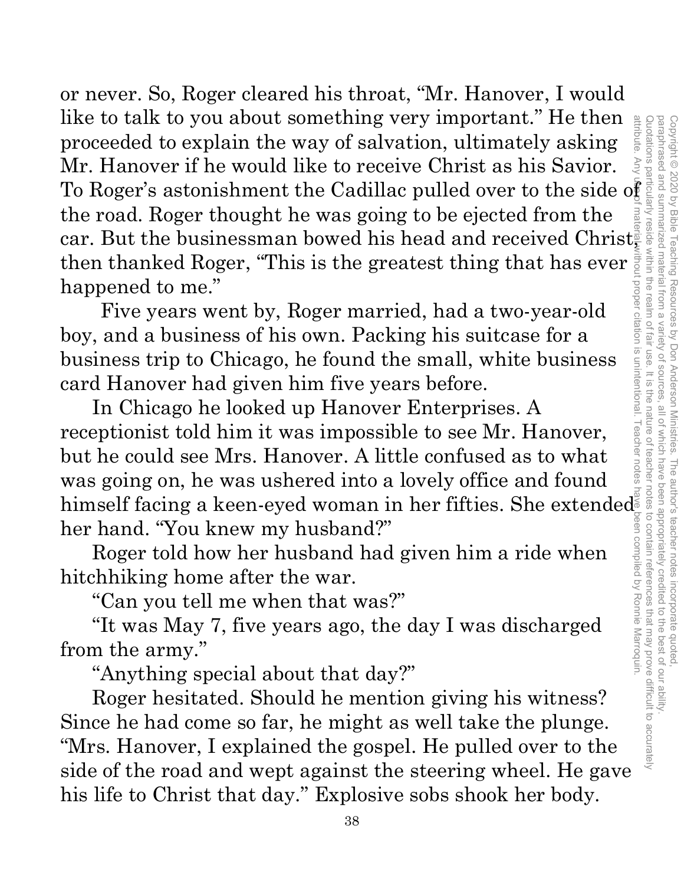or never. So, Roger cleared his throat, "Mr. Hanover, I would like to talk to you about something very important." He then proceeded to explain the way of salvation, ultimately asking Mr. Hanover if he would like to receive Christ as his Savior. To Roger's astonishment the Cadillac pulled over to the side of the road. Roger thought he was going to be ejected from the car. But the businessman bowed his head and received Christ, then thanked Roger, "This is the greatest thing that has ever happened to me."

Five years went by, Roger married, had a two-year-old boy, and a business of his own. Packing his suitcase for a business trip to Chicago, he found the small, white business card Hanover had given him five years before.

In Chicago he looked up Hanover Enterprises. A receptionist told him it was impossible to see Mr. Hanover, but he could see Mrs. Hanover. A little confused as to what was going on, he was ushered into a lovely office and found himself facing a keen-eyed woman in her fifties. She extended her hand. "You knew my husband?"

Roger told how her husband had given him a ride when hitchhiking home after the war.

"Can you tell me when that was?"

"It was May 7, five years ago, the day I was discharged from the army."

"Anything special about that day?"

Roger hesitated. Should he mention giving his witness? Since he had come so far, he might as well take the plunge. "Mrs. Hanover, I explained the gospel. He pulled over to the side of the road and wept against the steering wheel. He gave his life to Christ that day." Explosive sobs shook her body.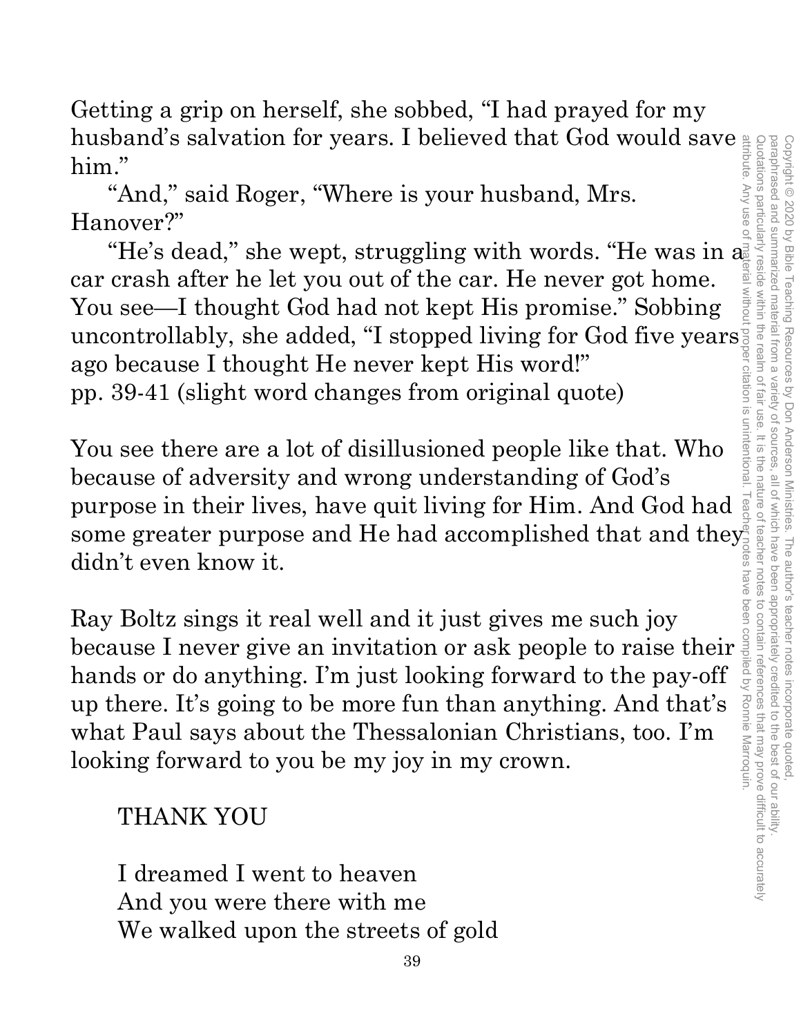Getting a grip on herself, she sobbed, "I had prayed for my husband's salvation for years. I believed that God would save him."

"And," said Roger, "Where is your husband, Mrs. Hanover?"

"He's dead," she wept, struggling with words. "He was in a car crash after he let you out of the car. He never got home. You see—I thought God had not kept His promise." Sobbing uncontrollably, she added, "I stopped living for God five years ago because I thought He never kept His word!"
pp. 39-41 (slight word changes from original quote)

You see there are a lot of disillusioned people like that. Who because of adversity and wrong understanding of God's purpose in their lives, have quit living for Him. And God had some greater purpose and He had accomplished that and they didn't even know it.

Ray Boltz sings it real well and it just gives me such joy because I never give an invitation or ask people to raise their hands or do anything. I'm just looking forward to the pay-off up there. It's going to be more fun than anything. And that's what Paul says about the Thessalonian Christians, too. I'm looking forward to you be my joy in my crown.

THANK YOU

I dreamed I went to heaven
And you were there with me
We walked upon the streets of gold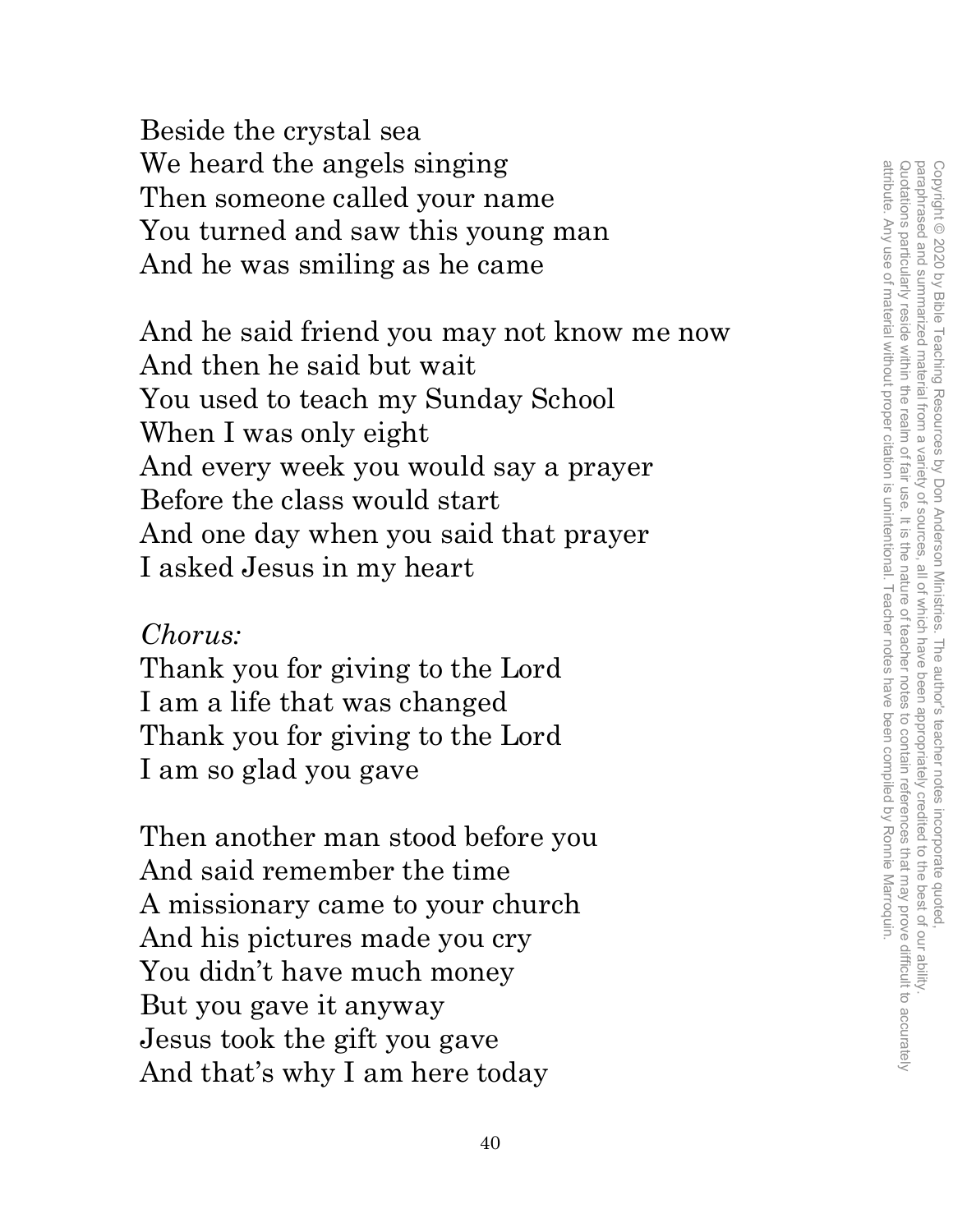Beside the crystal sea
We heard the angels singing
Then someone called your name
You turned and saw this young man
And he was smiling as he came

And he said friend you may not know me now
And then he said but wait
You used to teach my Sunday School
When I was only eight
And every week you would say a prayer
Before the class would start
And one day when you said that prayer
I asked Jesus in my heart

*Chorus:*
Thank you for giving to the Lord
I am a life that was changed
Thank you for giving to the Lord
I am so glad you gave

Then another man stood before you
And said remember the time
A missionary came to your church
And his pictures made you cry
You didn't have much money
But you gave it anyway
Jesus took the gift you gave
And that's why I am here today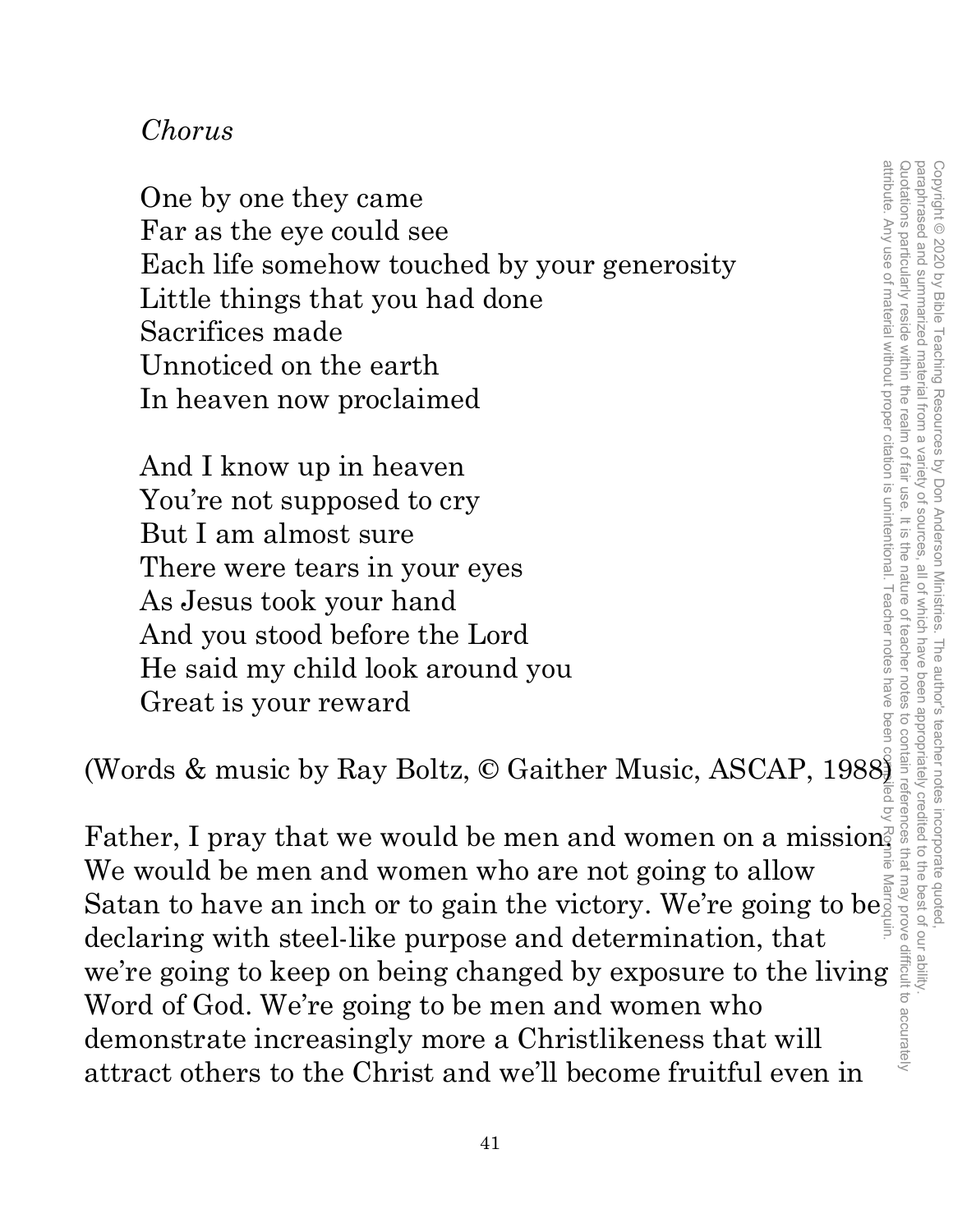*Chorus*

One by one they came
Far as the eye could see
Each life somehow touched by your generosity
Little things that you had done
Sacrifices made
Unnoticed on the earth
In heaven now proclaimed

And I know up in heaven
You're not supposed to cry
But I am almost sure
There were tears in your eyes
As Jesus took your hand
And you stood before the Lord
He said my child look around you
Great is your reward

(Words & music by Ray Boltz, © Gaither Music, ASCAP, 1988)

Father, I pray that we would be men and women on a mission. We would be men and women who are not going to allow Satan to have an inch or to gain the victory. We're going to be declaring with steel-like purpose and determination, that we're going to keep on being changed by exposure to the living Word of God. We're going to be men and women who demonstrate increasingly more a Christlikeness that will attract others to the Christ and we'll become fruitful even in

Copyright © 2020 by Bible Teaching Resources by Don Anderson Ministries. The author's teacher notes incorporate quoted, paraphrased and summarized material from a variety of sources, all of which have been appropriately credited to the best of our ability. Quotations particularly reside within the realm of fair use. It is the nature of teacher notes to contain references that may prove difficult to accurately attribute. Any use of material without proper citation is unintentional. Teacher notes have been compiled by Ronnie Marroquin.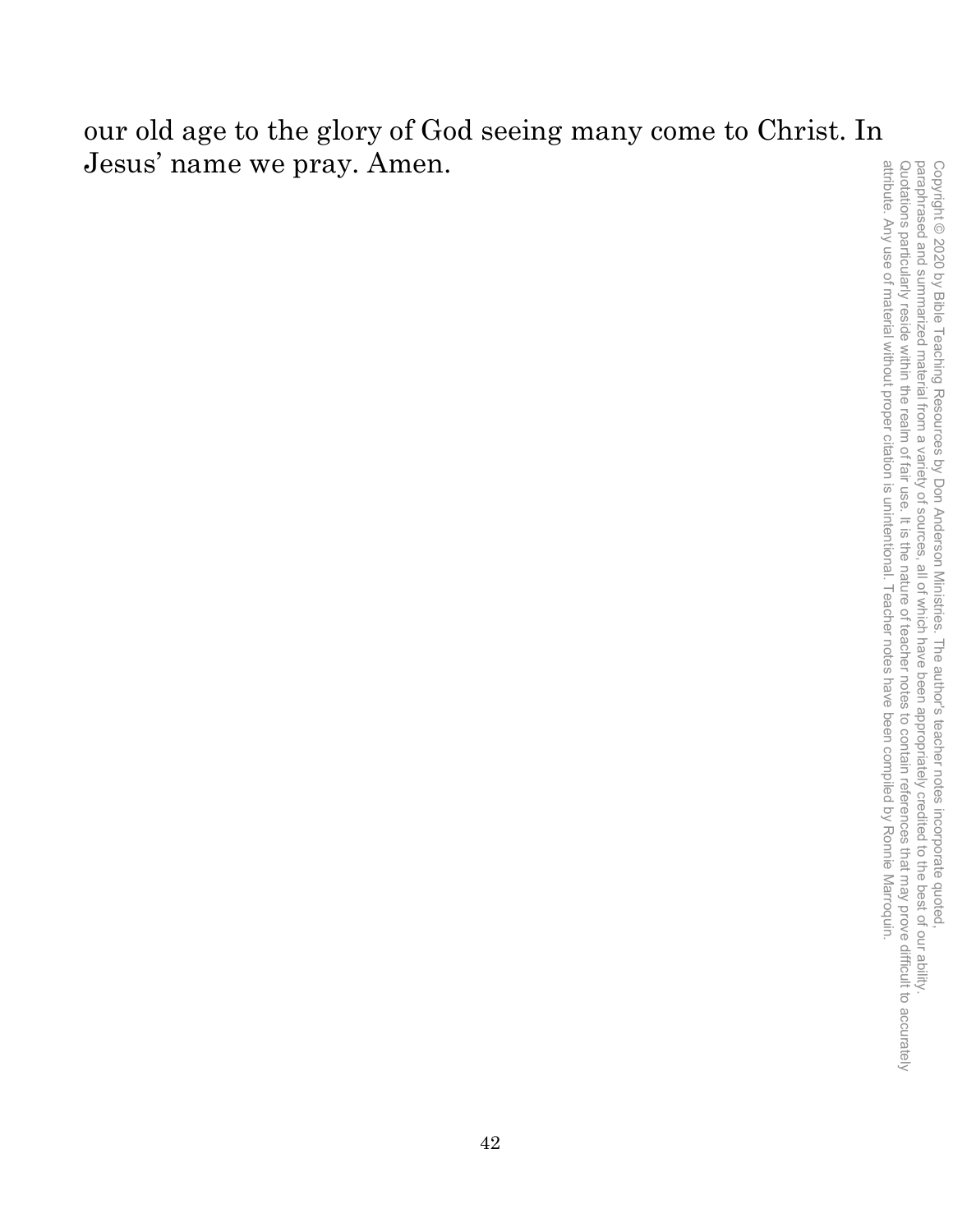our old age to the glory of God seeing many come to Christ. In Jesus' name we pray. Amen.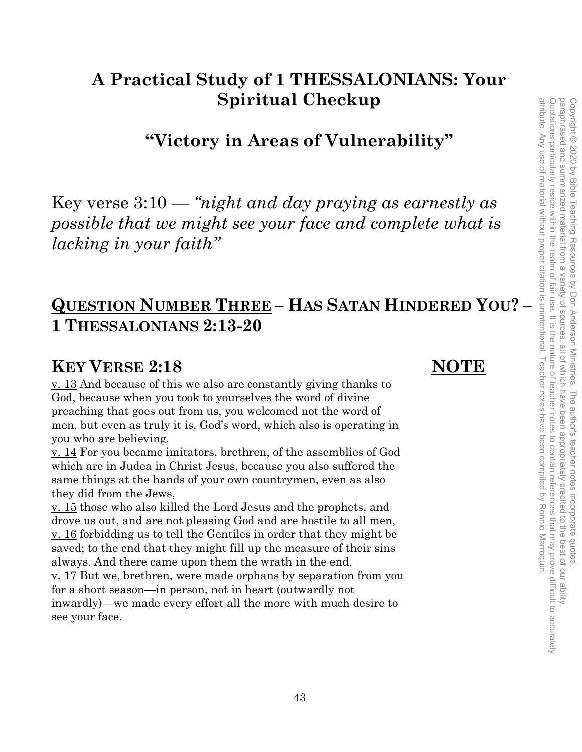# A Practical Study of 1 THESSALONIANS: Your Spiritual Checkup

## "Victory in Areas of Vulnerability"

Key verse 3:10 — *"night and day praying as earnestly as possible that we might see your face and complete what is lacking in your faith"*

## <u>QUESTION NUMBER THREE</u> – HAS SATAN HINDERED YOU? – 1 THESSALONIANS 2:13-20

### KEY VERSE 2:18 — NOTE

<u>v. 13</u> And because of this we also are constantly giving thanks to God, because when you took to yourselves the word of divine preaching that goes out from us, you welcomed not the word of men, but even as truly it is, God's word, which also is operating in you who are believing.

<u>v. 14</u> For you became imitators, brethren, of the assemblies of God which are in Judea in Christ Jesus, because you also suffered the same things at the hands of your own countrymen, even as also they did from the Jews,

<u>v. 15</u> those who also killed the Lord Jesus and the prophets, and drove us out, and are not pleasing God and are hostile to all men,

<u>v. 16</u> forbidding us to tell the Gentiles in order that they might be saved; to the end that they might fill up the measure of their sins always. And there came upon them the wrath in the end.

<u>v. 17</u> But we, brethren, were made orphans by separation from you for a short season—in person, not in heart (outwardly not inwardly)—we made every effort all the more with much desire to see your face.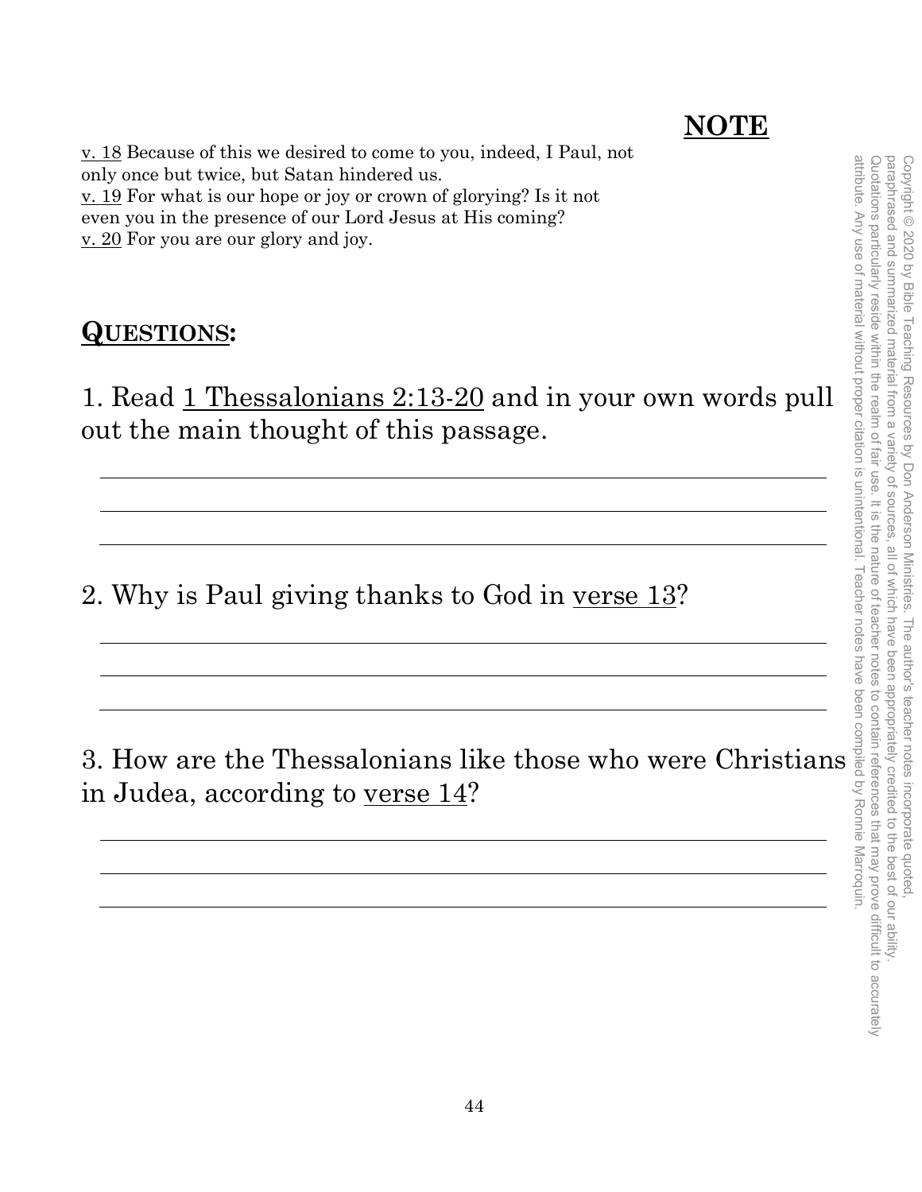## NOTE

v. 18 Because of this we desired to come to you, indeed, I Paul, not only once but twice, but Satan hindered us.
v. 19 For what is our hope or joy or crown of glorying? Is it not even you in the presence of our Lord Jesus at His coming?
v. 20 For you are our glory and joy.

## QUESTIONS:

1. Read 1 Thessalonians 2:13-20 and in your own words pull out the main thought of this passage.

___

___

___

2. Why is Paul giving thanks to God in verse 13?

___

___

___

3. How are the Thessalonians like those who were Christians in Judea, according to verse 14?

___

___

___

Copyright © 2020 by Bible Teaching Resources by Don Anderson Ministries. The author's teacher notes incorporate quoted, paraphrased and summarized material from a variety of sources, all of which have been appropriately credited to the best of our ability. Quotations particularly reside within the realm of fair use. It is the nature of teacher notes to contain references that may prove difficult to accurately attribute. Any use of material without proper citation is unintentional. Teacher notes have been compiled by Ronnie Marroquin.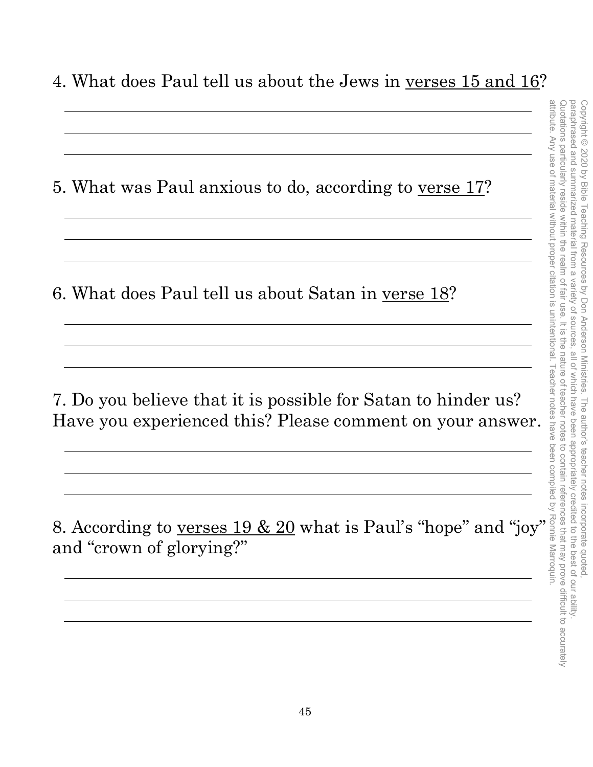4. What does Paul tell us about the Jews in <u>verses 15 and 16</u>?

5. What was Paul anxious to do, according to <u>verse 17</u>?

6. What does Paul tell us about Satan in <u>verse 18</u>?

7. Do you believe that it is possible for Satan to hinder us? Have you experienced this? Please comment on your answer.

8. According to <u>verses 19 & 20</u> what is Paul's "hope" and "joy" and "crown of glorying?"

Copyright © 2020 by Bible Teaching Resources by Don Anderson Ministries. The author's teacher notes incorporate quoted, paraphrased and summarized material from a variety of sources, all of which have been appropriately credited to the best of our ability. Quotations particularly reside within the realm of fair use. It is the nature of teacher notes to contain references that may prove difficult to accurately attribute. Any use of material without proper citation is unintentional. Teacher notes have been compiled by Ronnie Marroquin.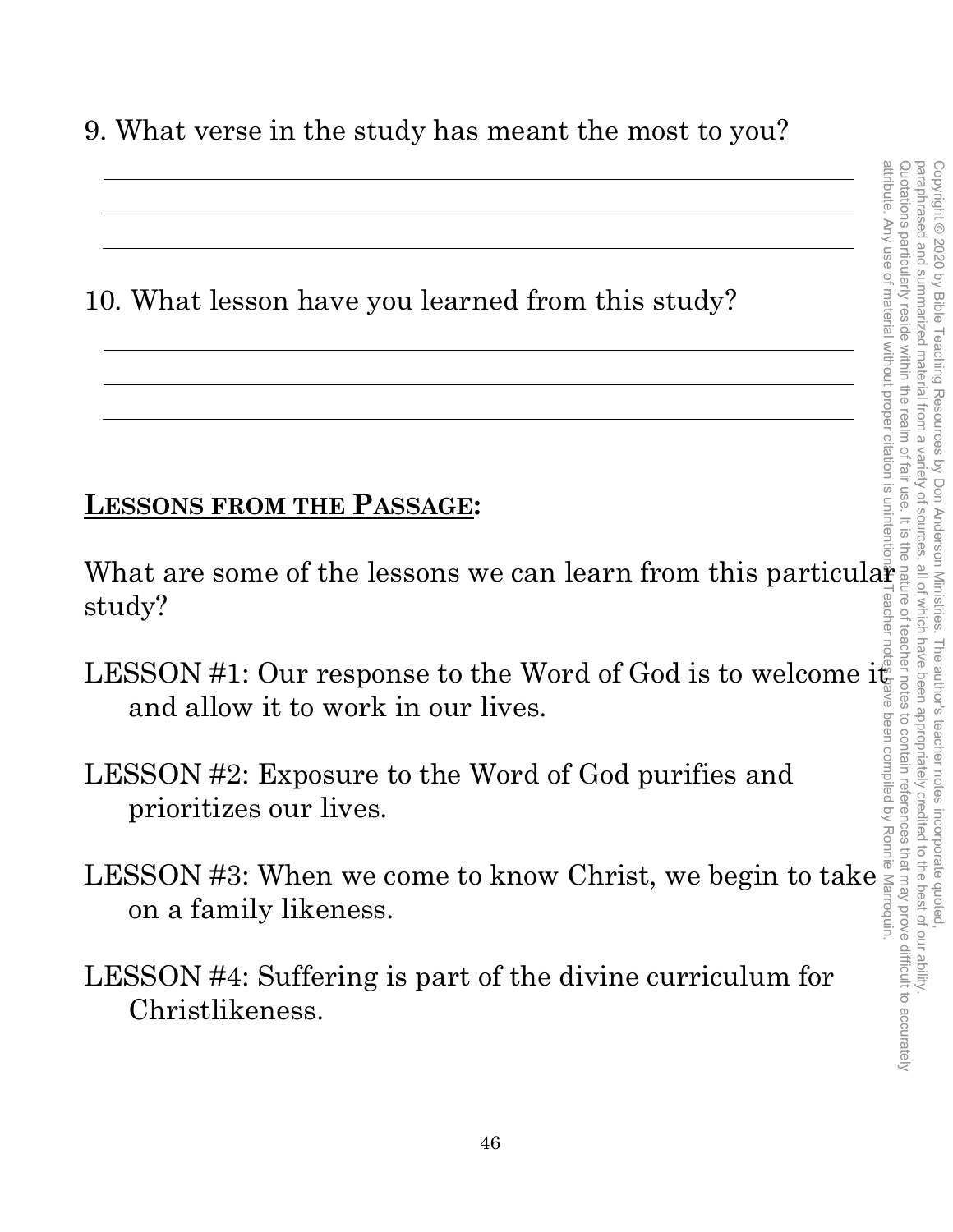9. What verse in the study has meant the most to you?

10. What lesson have you learned from this study?

**LESSONS FROM THE PASSAGE:**

What are some of the lessons we can learn from this particular study?

LESSON #1: Our response to the Word of God is to welcome it and allow it to work in our lives.

LESSON #2: Exposure to the Word of God purifies and prioritizes our lives.

LESSON #3: When we come to know Christ, we begin to take on a family likeness.

LESSON #4: Suffering is part of the divine curriculum for Christlikeness.

Copyright © 2020 by Bible Teaching Resources by Don Anderson Ministries. The author's teacher notes incorporate quoted, paraphrased and summarized material from a variety of sources, all of which have been appropriately credited to the best of our ability. Quotations particularly reside within the realm of fair use. It is the nature of teacher notes to contain references that may prove difficult to accurately attribute. Any use of material without proper citation is unintentional. Teacher notes have been compiled by Ronnie Marroquin.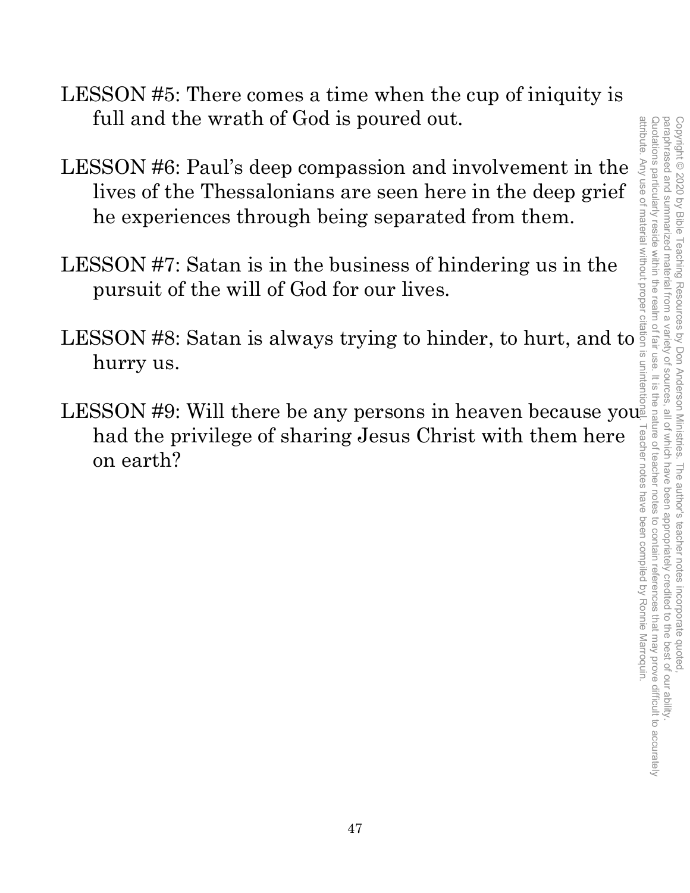LESSON #5: There comes a time when the cup of iniquity is full and the wrath of God is poured out.

LESSON #6: Paul's deep compassion and involvement in the lives of the Thessalonians are seen here in the deep grief he experiences through being separated from them.

LESSON #7: Satan is in the business of hindering us in the pursuit of the will of God for our lives.

LESSON #8: Satan is always trying to hinder, to hurt, and to hurry us.

LESSON #9: Will there be any persons in heaven because you had the privilege of sharing Jesus Christ with them here on earth?

Copyright © 2020 by Bible Teaching Resources by Don Anderson Ministries. The author's teacher notes incorporate quoted, paraphrased and summarized material from a variety of sources, all of which have been appropriately credited to the best of our ability. Quotations particularly reside within the realm of fair use. It is the nature of teacher notes to contain references that may prove difficult to accurately attribute. Any use of material without proper citation is unintentional. Teacher notes have been compiled by Ronnie Marroquin.